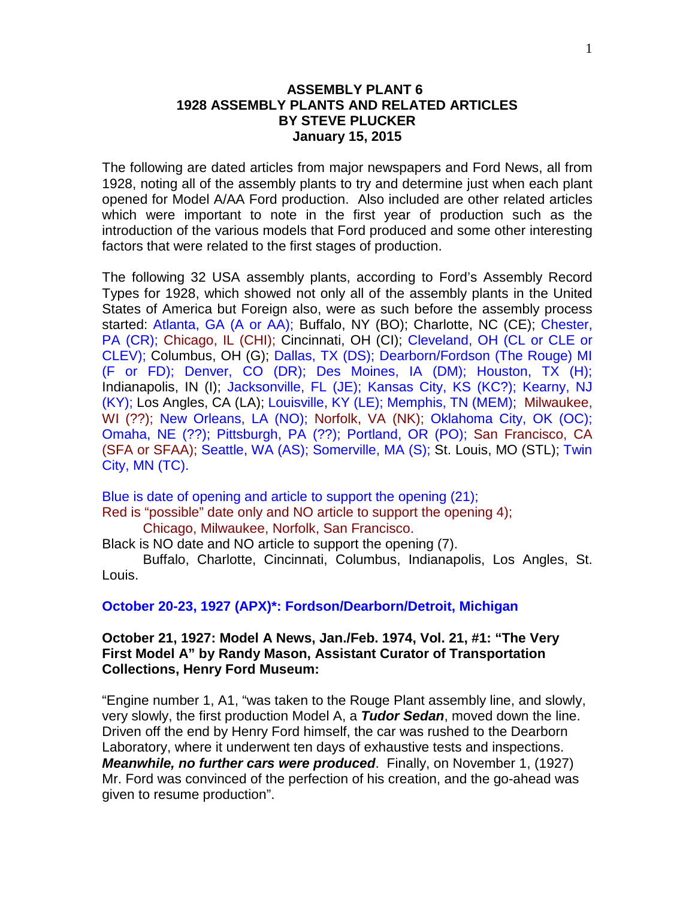**ASSEMBLY PLANT 6**
**1928 ASSEMBLY PLANTS AND RELATED ARTICLES**
**BY STEVE PLUCKER**
**January 15, 2015**

The following are dated articles from major newspapers and Ford News, all from 1928, noting all of the assembly plants to try and determine just when each plant opened for Model A/AA Ford production. Also included are other related articles which were important to note in the first year of production such as the introduction of the various models that Ford produced and some other interesting factors that were related to the first stages of production.

The following 32 USA assembly plants, according to Ford's Assembly Record Types for 1928, which showed not only all of the assembly plants in the United States of America but Foreign also, were as such before the assembly process started: Atlanta, GA (A or AA); Buffalo, NY (BO); Charlotte, NC (CE); Chester, PA (CR); Chicago, IL (CHI); Cincinnati, OH (CI); Cleveland, OH (CL or CLE or CLEV); Columbus, OH (G); Dallas, TX (DS); Dearborn/Fordson (The Rouge) MI (F or FD); Denver, CO (DR); Des Moines, IA (DM); Houston, TX (H); Indianapolis, IN (I); Jacksonville, FL (JE); Kansas City, KS (KC?); Kearny, NJ (KY); Los Angles, CA (LA); Louisville, KY (LE); Memphis, TN (MEM); Milwaukee, WI (??); New Orleans, LA (NO); Norfolk, VA (NK); Oklahoma City, OK (OC); Omaha, NE (??); Pittsburgh, PA (??); Portland, OR (PO); San Francisco, CA (SFA or SFAA); Seattle, WA (AS); Somerville, MA (S); St. Louis, MO (STL); Twin City, MN (TC).

Blue is date of opening and article to support the opening (21);
Red is "possible" date only and NO article to support the opening 4);
  Chicago, Milwaukee, Norfolk, San Francisco.
Black is NO date and NO article to support the opening (7).
  Buffalo, Charlotte, Cincinnati, Columbus, Indianapolis, Los Angles, St. Louis.

**October 20-23, 1927 (APX)\*: Fordson/Dearborn/Detroit, Michigan**

**October 21, 1927: Model A News, Jan./Feb. 1974, Vol. 21, #1: "The Very First Model A" by Randy Mason, Assistant Curator of Transportation Collections, Henry Ford Museum:**

"Engine number 1, A1, "was taken to the Rouge Plant assembly line, and slowly, very slowly, the first production Model A, a ***Tudor Sedan***, moved down the line. Driven off the end by Henry Ford himself, the car was rushed to the Dearborn Laboratory, where it underwent ten days of exhaustive tests and inspections. ***Meanwhile, no further cars were produced***. Finally, on November 1, (1927) Mr. Ford was convinced of the perfection of his creation, and the go-ahead was given to resume production".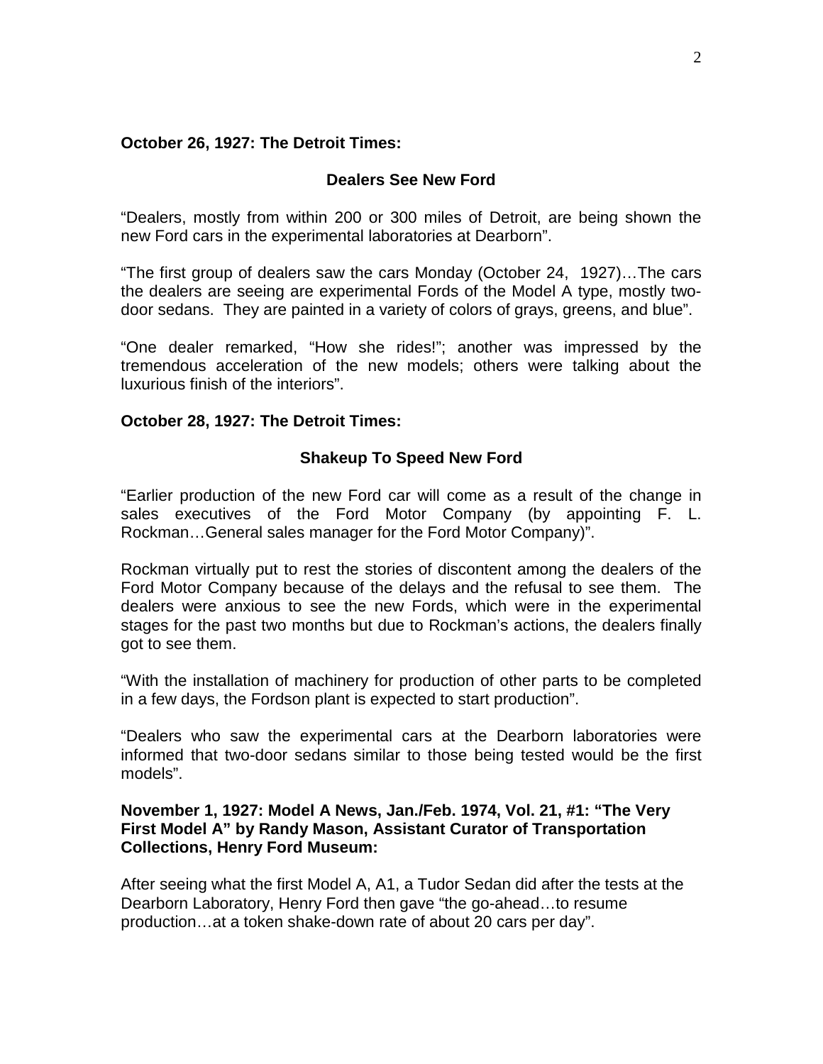**October 26, 1927: The Detroit Times:**

**Dealers See New Ford**

"Dealers, mostly from within 200 or 300 miles of Detroit, are being shown the new Ford cars in the experimental laboratories at Dearborn".

"The first group of dealers saw the cars Monday (October 24, 1927)…The cars the dealers are seeing are experimental Fords of the Model A type, mostly two-door sedans. They are painted in a variety of colors of grays, greens, and blue".

"One dealer remarked, "How she rides!"; another was impressed by the tremendous acceleration of the new models; others were talking about the luxurious finish of the interiors".

**October 28, 1927: The Detroit Times:**

**Shakeup To Speed New Ford**

"Earlier production of the new Ford car will come as a result of the change in sales executives of the Ford Motor Company (by appointing F. L. Rockman…General sales manager for the Ford Motor Company)".

Rockman virtually put to rest the stories of discontent among the dealers of the Ford Motor Company because of the delays and the refusal to see them. The dealers were anxious to see the new Fords, which were in the experimental stages for the past two months but due to Rockman's actions, the dealers finally got to see them.

"With the installation of machinery for production of other parts to be completed in a few days, the Fordson plant is expected to start production".

"Dealers who saw the experimental cars at the Dearborn laboratories were informed that two-door sedans similar to those being tested would be the first models".

**November 1, 1927: Model A News, Jan./Feb. 1974, Vol. 21, #1: "The Very First Model A" by Randy Mason, Assistant Curator of Transportation Collections, Henry Ford Museum:**

After seeing what the first Model A, A1, a Tudor Sedan did after the tests at the Dearborn Laboratory, Henry Ford then gave "the go-ahead…to resume production…at a token shake-down rate of about 20 cars per day".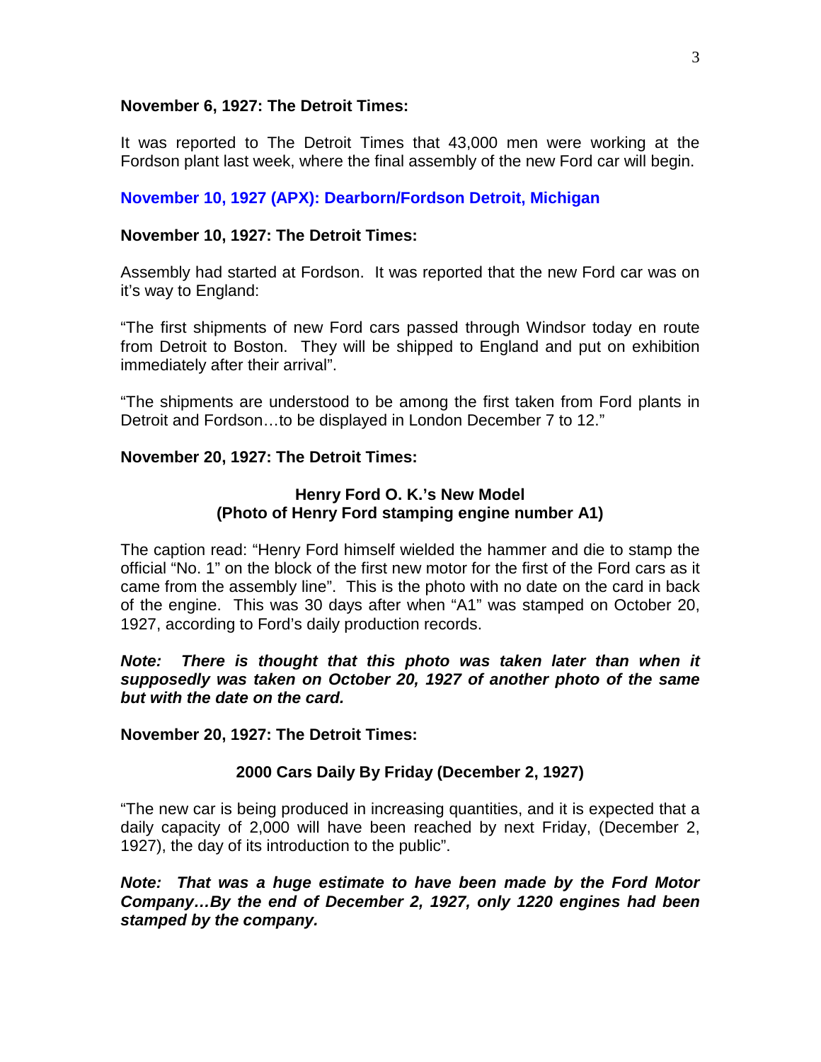**November 6, 1927: The Detroit Times:**

It was reported to The Detroit Times that 43,000 men were working at the Fordson plant last week, where the final assembly of the new Ford car will begin.

**November 10, 1927 (APX): Dearborn/Fordson Detroit, Michigan**

**November 10, 1927: The Detroit Times:**

Assembly had started at Fordson. It was reported that the new Ford car was on it's way to England:

"The first shipments of new Ford cars passed through Windsor today en route from Detroit to Boston. They will be shipped to England and put on exhibition immediately after their arrival".

"The shipments are understood to be among the first taken from Ford plants in Detroit and Fordson…to be displayed in London December 7 to 12."

**November 20, 1927: The Detroit Times:**

**Henry Ford O. K.'s New Model**
**(Photo of Henry Ford stamping engine number A1)**

The caption read: "Henry Ford himself wielded the hammer and die to stamp the official "No. 1" on the block of the first new motor for the first of the Ford cars as it came from the assembly line". This is the photo with no date on the card in back of the engine. This was 30 days after when "A1" was stamped on October 20, 1927, according to Ford's daily production records.

***Note: There is thought that this photo was taken later than when it supposedly was taken on October 20, 1927 of another photo of the same but with the date on the card.***

**November 20, 1927: The Detroit Times:**

**2000 Cars Daily By Friday (December 2, 1927)**

"The new car is being produced in increasing quantities, and it is expected that a daily capacity of 2,000 will have been reached by next Friday, (December 2, 1927), the day of its introduction to the public".

***Note: That was a huge estimate to have been made by the Ford Motor Company…By the end of December 2, 1927, only 1220 engines had been stamped by the company.***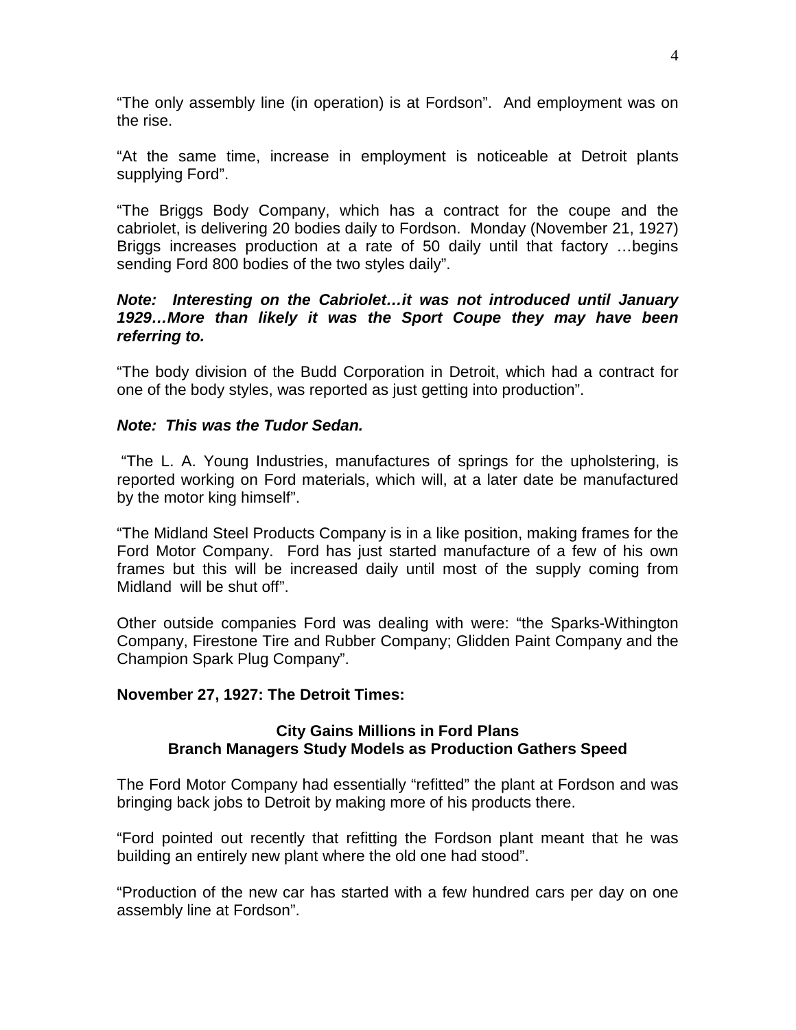"The only assembly line (in operation) is at Fordson". And employment was on the rise.

"At the same time, increase in employment is noticeable at Detroit plants supplying Ford".

"The Briggs Body Company, which has a contract for the coupe and the cabriolet, is delivering 20 bodies daily to Fordson. Monday (November 21, 1927) Briggs increases production at a rate of 50 daily until that factory …begins sending Ford 800 bodies of the two styles daily".

***Note: Interesting on the Cabriolet…it was not introduced until January 1929…More than likely it was the Sport Coupe they may have been referring to.***

"The body division of the Budd Corporation in Detroit, which had a contract for one of the body styles, was reported as just getting into production".

***Note: This was the Tudor Sedan.***

"The L. A. Young Industries, manufactures of springs for the upholstering, is reported working on Ford materials, which will, at a later date be manufactured by the motor king himself".

"The Midland Steel Products Company is in a like position, making frames for the Ford Motor Company. Ford has just started manufacture of a few of his own frames but this will be increased daily until most of the supply coming from Midland will be shut off".

Other outside companies Ford was dealing with were: "the Sparks-Withington Company, Firestone Tire and Rubber Company; Glidden Paint Company and the Champion Spark Plug Company".

**November 27, 1927: The Detroit Times:**

**City Gains Millions in Ford Plans**
**Branch Managers Study Models as Production Gathers Speed**

The Ford Motor Company had essentially "refitted" the plant at Fordson and was bringing back jobs to Detroit by making more of his products there.

"Ford pointed out recently that refitting the Fordson plant meant that he was building an entirely new plant where the old one had stood".

"Production of the new car has started with a few hundred cars per day on one assembly line at Fordson".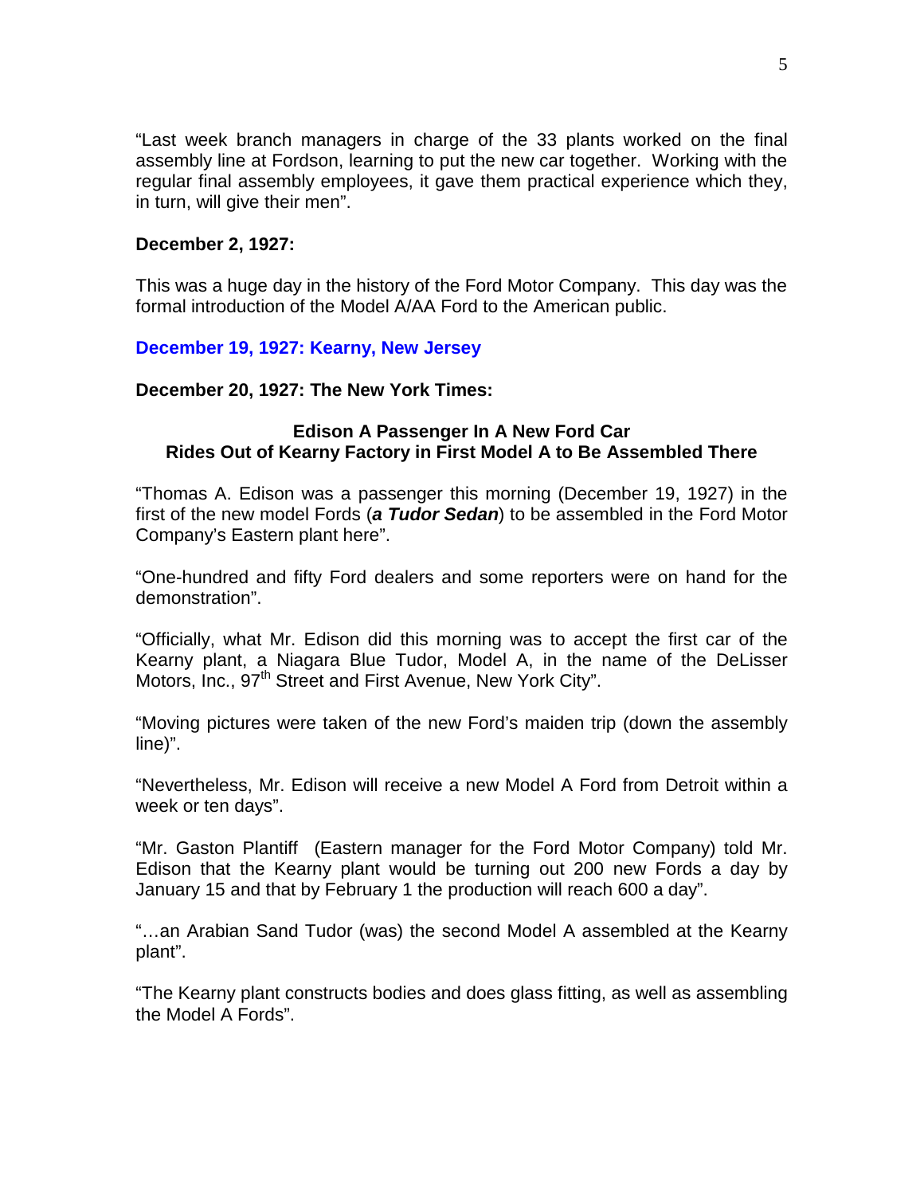"Last week branch managers in charge of the 33 plants worked on the final assembly line at Fordson, learning to put the new car together. Working with the regular final assembly employees, it gave them practical experience which they, in turn, will give their men".

**December 2, 1927:**

This was a huge day in the history of the Ford Motor Company. This day was the formal introduction of the Model A/AA Ford to the American public.

**December 19, 1927: Kearny, New Jersey**

**December 20, 1927: The New York Times:**

**Edison A Passenger In A New Ford Car**
**Rides Out of Kearny Factory in First Model A to Be Assembled There**

"Thomas A. Edison was a passenger this morning (December 19, 1927) in the first of the new model Fords (***a Tudor Sedan***) to be assembled in the Ford Motor Company's Eastern plant here".

"One-hundred and fifty Ford dealers and some reporters were on hand for the demonstration".

"Officially, what Mr. Edison did this morning was to accept the first car of the Kearny plant, a Niagara Blue Tudor, Model A, in the name of the DeLisser Motors, Inc., 97th Street and First Avenue, New York City".

"Moving pictures were taken of the new Ford's maiden trip (down the assembly line)".

"Nevertheless, Mr. Edison will receive a new Model A Ford from Detroit within a week or ten days".

"Mr. Gaston Plantiff (Eastern manager for the Ford Motor Company) told Mr. Edison that the Kearny plant would be turning out 200 new Fords a day by January 15 and that by February 1 the production will reach 600 a day".

"…an Arabian Sand Tudor (was) the second Model A assembled at the Kearny plant".

"The Kearny plant constructs bodies and does glass fitting, as well as assembling the Model A Fords".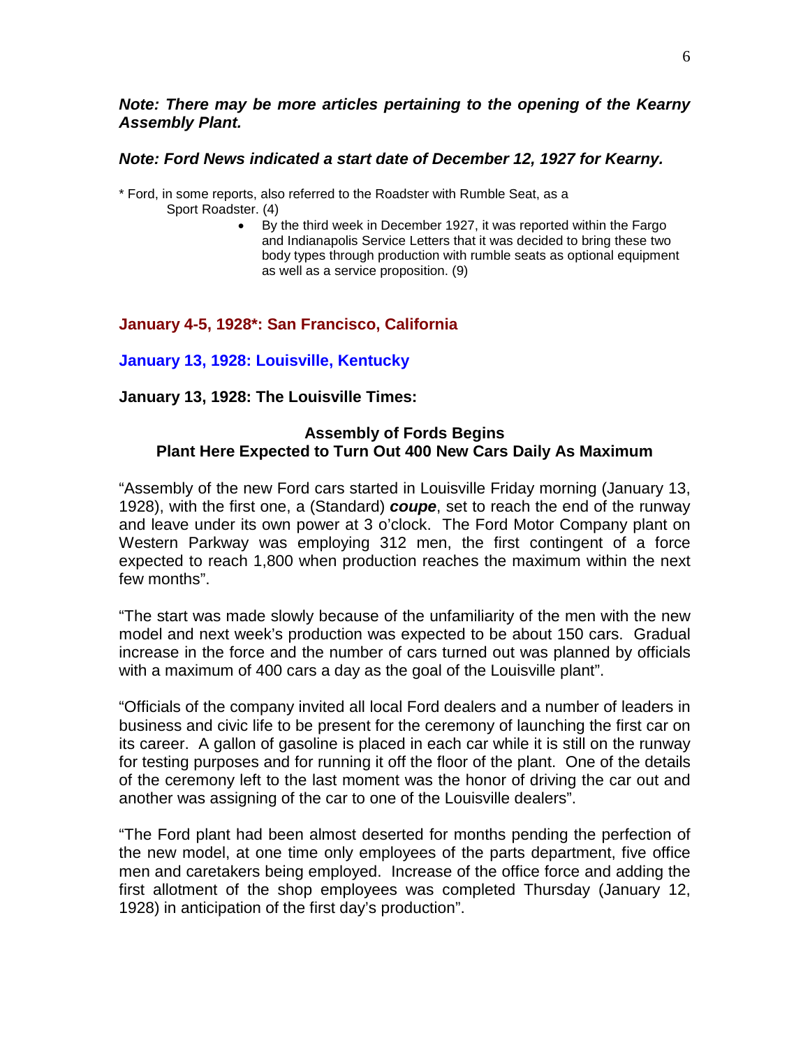***Note: There may be more articles pertaining to the opening of the Kearny Assembly Plant.***

***Note: Ford News indicated a start date of December 12, 1927 for Kearny.***

\* Ford, in some reports, also referred to the Roadster with Rumble Seat, as a Sport Roadster. (4)

- By the third week in December 1927, it was reported within the Fargo and Indianapolis Service Letters that it was decided to bring these two body types through production with rumble seats as optional equipment as well as a service proposition. (9)

**January 4-5, 1928\*: San Francisco, California**

**January 13, 1928: Louisville, Kentucky**

**January 13, 1928: The Louisville Times:**

**Assembly of Fords Begins**
**Plant Here Expected to Turn Out 400 New Cars Daily As Maximum**

"Assembly of the new Ford cars started in Louisville Friday morning (January 13, 1928), with the first one, a (Standard) ***coupe***, set to reach the end of the runway and leave under its own power at 3 o'clock. The Ford Motor Company plant on Western Parkway was employing 312 men, the first contingent of a force expected to reach 1,800 when production reaches the maximum within the next few months".

"The start was made slowly because of the unfamiliarity of the men with the new model and next week's production was expected to be about 150 cars. Gradual increase in the force and the number of cars turned out was planned by officials with a maximum of 400 cars a day as the goal of the Louisville plant".

"Officials of the company invited all local Ford dealers and a number of leaders in business and civic life to be present for the ceremony of launching the first car on its career. A gallon of gasoline is placed in each car while it is still on the runway for testing purposes and for running it off the floor of the plant. One of the details of the ceremony left to the last moment was the honor of driving the car out and another was assigning of the car to one of the Louisville dealers".

"The Ford plant had been almost deserted for months pending the perfection of the new model, at one time only employees of the parts department, five office men and caretakers being employed. Increase of the office force and adding the first allotment of the shop employees was completed Thursday (January 12, 1928) in anticipation of the first day's production".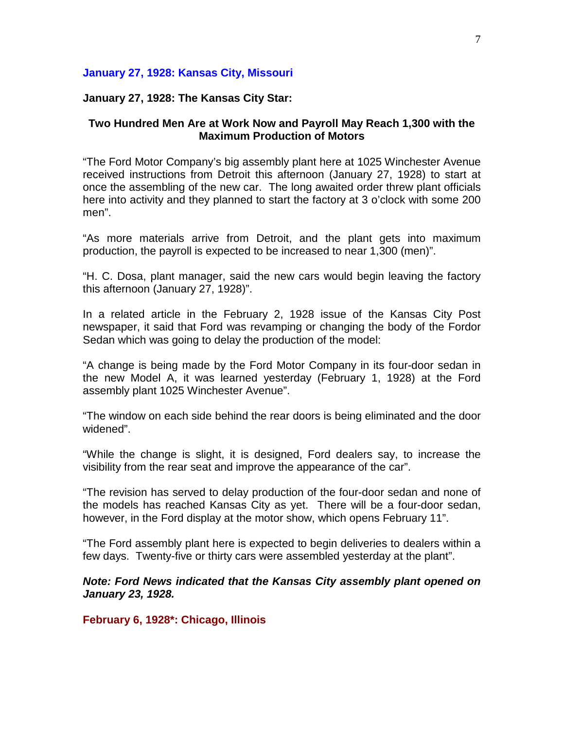### January 27, 1928: Kansas City, Missouri

**January 27, 1928: The Kansas City Star:**

**Two Hundred Men Are at Work Now and Payroll May Reach 1,300 with the Maximum Production of Motors**

"The Ford Motor Company's big assembly plant here at 1025 Winchester Avenue received instructions from Detroit this afternoon (January 27, 1928) to start at once the assembling of the new car. The long awaited order threw plant officials here into activity and they planned to start the factory at 3 o'clock with some 200 men".

"As more materials arrive from Detroit, and the plant gets into maximum production, the payroll is expected to be increased to near 1,300 (men)".

"H. C. Dosa, plant manager, said the new cars would begin leaving the factory this afternoon (January 27, 1928)".

In a related article in the February 2, 1928 issue of the Kansas City Post newspaper, it said that Ford was revamping or changing the body of the Fordor Sedan which was going to delay the production of the model:

"A change is being made by the Ford Motor Company in its four-door sedan in the new Model A, it was learned yesterday (February 1, 1928) at the Ford assembly plant 1025 Winchester Avenue".

"The window on each side behind the rear doors is being eliminated and the door widened".

"While the change is slight, it is designed, Ford dealers say, to increase the visibility from the rear seat and improve the appearance of the car".

"The revision has served to delay production of the four-door sedan and none of the models has reached Kansas City as yet. There will be a four-door sedan, however, in the Ford display at the motor show, which opens February 11".

"The Ford assembly plant here is expected to begin deliveries to dealers within a few days. Twenty-five or thirty cars were assembled yesterday at the plant".

***Note: Ford News indicated that the Kansas City assembly plant opened on January 23, 1928.***

### February 6, 1928*: Chicago, Illinois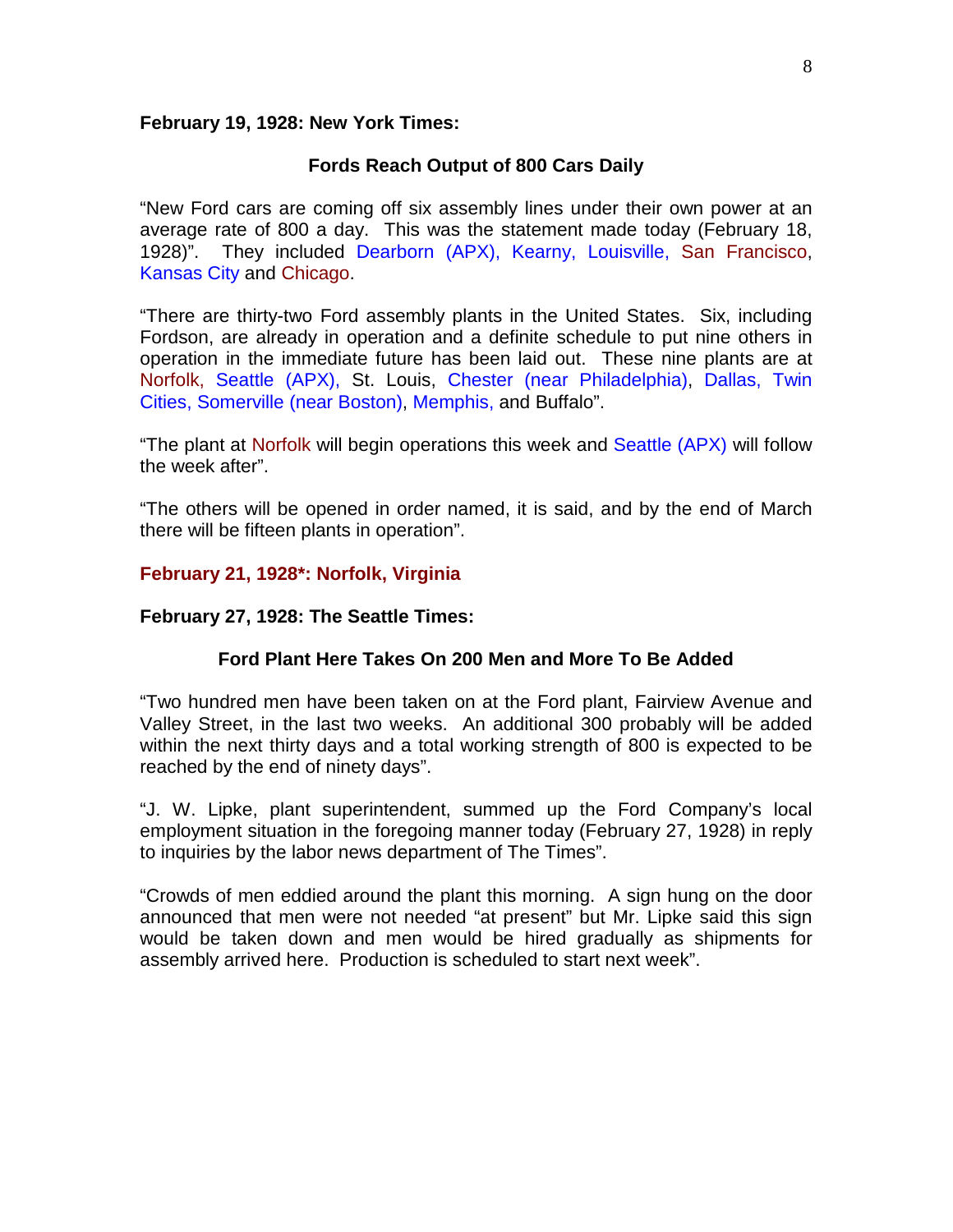**February 19, 1928: New York Times:**

**Fords Reach Output of 800 Cars Daily**

"New Ford cars are coming off six assembly lines under their own power at an average rate of 800 a day. This was the statement made today (February 18, 1928)". They included Dearborn (APX), Kearny, Louisville, San Francisco, Kansas City and Chicago.

"There are thirty-two Ford assembly plants in the United States. Six, including Fordson, are already in operation and a definite schedule to put nine others in operation in the immediate future has been laid out. These nine plants are at Norfolk, Seattle (APX), St. Louis, Chester (near Philadelphia), Dallas, Twin Cities, Somerville (near Boston), Memphis, and Buffalo".

"The plant at Norfolk will begin operations this week and Seattle (APX) will follow the week after".

"The others will be opened in order named, it is said, and by the end of March there will be fifteen plants in operation".

**February 21, 1928*: Norfolk, Virginia**

**February 27, 1928: The Seattle Times:**

**Ford Plant Here Takes On 200 Men and More To Be Added**

"Two hundred men have been taken on at the Ford plant, Fairview Avenue and Valley Street, in the last two weeks. An additional 300 probably will be added within the next thirty days and a total working strength of 800 is expected to be reached by the end of ninety days".

"J. W. Lipke, plant superintendent, summed up the Ford Company's local employment situation in the foregoing manner today (February 27, 1928) in reply to inquiries by the labor news department of The Times".

"Crowds of men eddied around the plant this morning. A sign hung on the door announced that men were not needed "at present" but Mr. Lipke said this sign would be taken down and men would be hired gradually as shipments for assembly arrived here. Production is scheduled to start next week".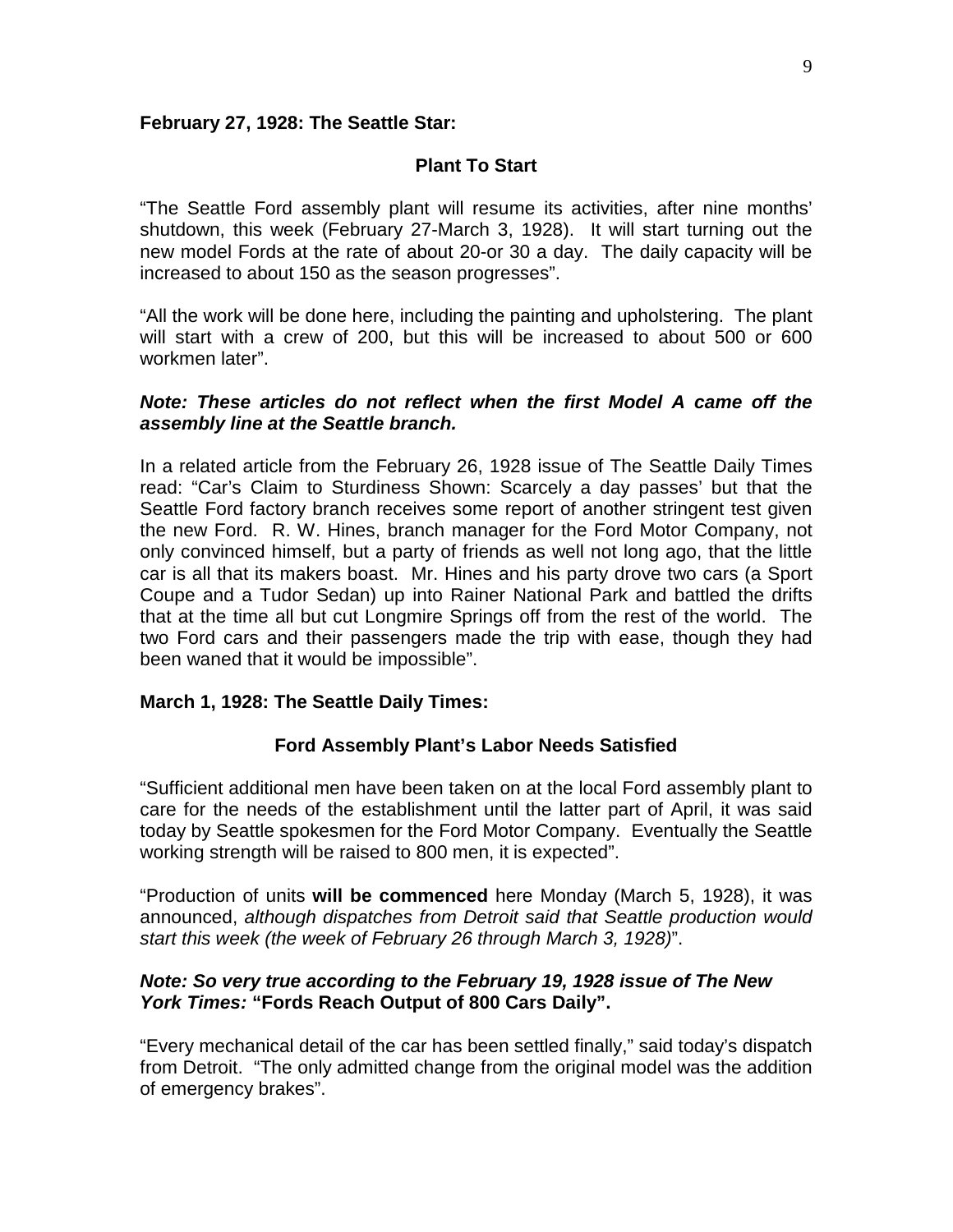**February 27, 1928: The Seattle Star:**

**Plant To Start**

"The Seattle Ford assembly plant will resume its activities, after nine months' shutdown, this week (February 27-March 3, 1928). It will start turning out the new model Fords at the rate of about 20-or 30 a day. The daily capacity will be increased to about 150 as the season progresses".

"All the work will be done here, including the painting and upholstering. The plant will start with a crew of 200, but this will be increased to about 500 or 600 workmen later".

***Note: These articles do not reflect when the first Model A came off the assembly line at the Seattle branch.***

In a related article from the February 26, 1928 issue of The Seattle Daily Times read: "Car's Claim to Sturdiness Shown: Scarcely a day passes' but that the Seattle Ford factory branch receives some report of another stringent test given the new Ford. R. W. Hines, branch manager for the Ford Motor Company, not only convinced himself, but a party of friends as well not long ago, that the little car is all that its makers boast. Mr. Hines and his party drove two cars (a Sport Coupe and a Tudor Sedan) up into Rainer National Park and battled the drifts that at the time all but cut Longmire Springs off from the rest of the world. The two Ford cars and their passengers made the trip with ease, though they had been waned that it would be impossible".

**March 1, 1928: The Seattle Daily Times:**

**Ford Assembly Plant's Labor Needs Satisfied**

"Sufficient additional men have been taken on at the local Ford assembly plant to care for the needs of the establishment until the latter part of April, it was said today by Seattle spokesmen for the Ford Motor Company. Eventually the Seattle working strength will be raised to 800 men, it is expected".

"Production of units **will be commenced** here Monday (March 5, 1928), it was announced, *although dispatches from Detroit said that Seattle production would start this week (the week of February 26 through March 3, 1928)*".

***Note: So very true according to the February 19, 1928 issue of The New York Times:* "Fords Reach Output of 800 Cars Daily".**

"Every mechanical detail of the car has been settled finally," said today's dispatch from Detroit. "The only admitted change from the original model was the addition of emergency brakes".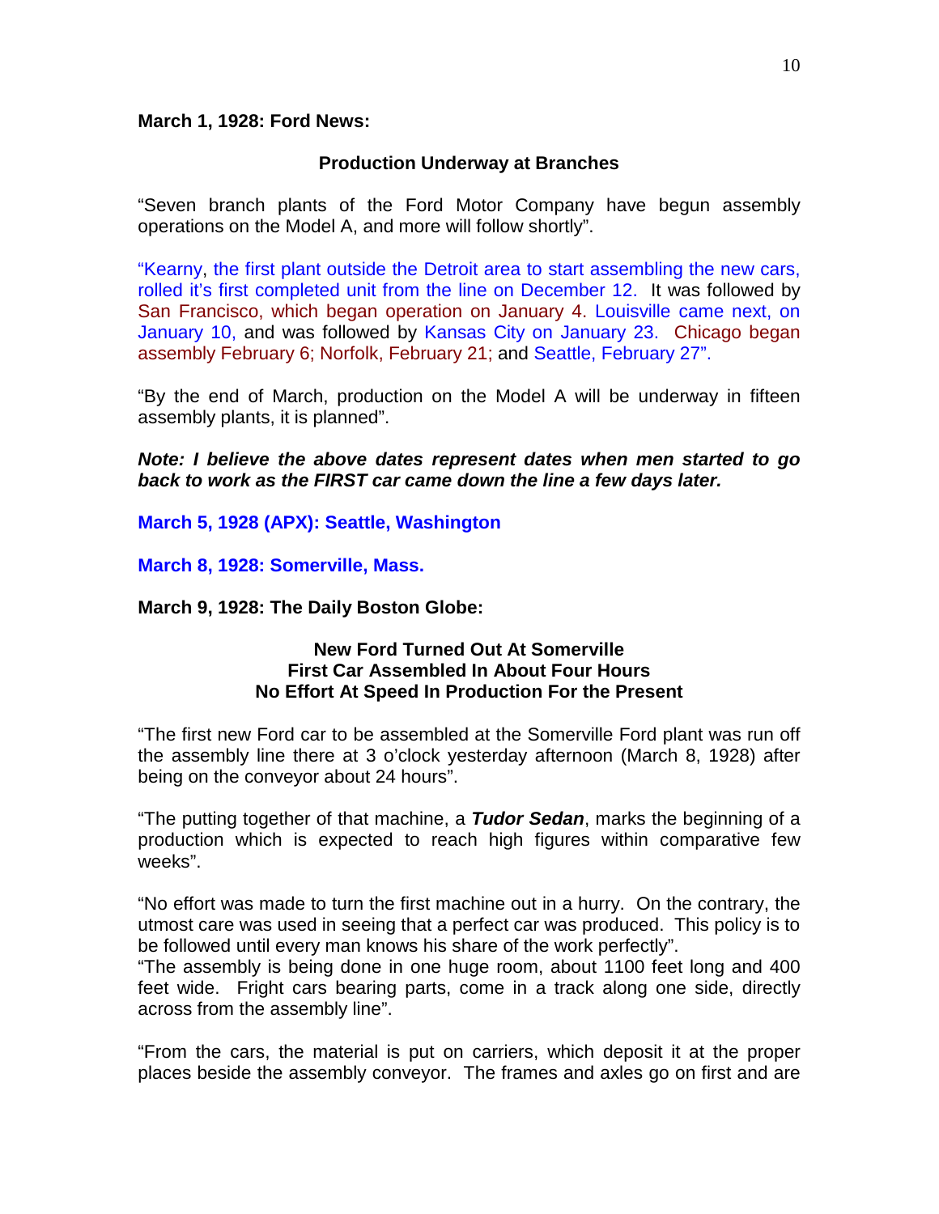**March 1, 1928: Ford News:**

**Production Underway at Branches**

"Seven branch plants of the Ford Motor Company have begun assembly operations on the Model A, and more will follow shortly".

"Kearny, the first plant outside the Detroit area to start assembling the new cars, rolled it's first completed unit from the line on December 12. It was followed by San Francisco, which began operation on January 4. Louisville came next, on January 10, and was followed by Kansas City on January 23. Chicago began assembly February 6; Norfolk, February 21; and Seattle, February 27".

"By the end of March, production on the Model A will be underway in fifteen assembly plants, it is planned".

***Note: I believe the above dates represent dates when men started to go back to work as the FIRST car came down the line a few days later.***

**March 5, 1928 (APX): Seattle, Washington**

**March 8, 1928: Somerville, Mass.**

**March 9, 1928: The Daily Boston Globe:**

**New Ford Turned Out At Somerville**
**First Car Assembled In About Four Hours**
**No Effort At Speed In Production For the Present**

"The first new Ford car to be assembled at the Somerville Ford plant was run off the assembly line there at 3 o'clock yesterday afternoon (March 8, 1928) after being on the conveyor about 24 hours".

"The putting together of that machine, a ***Tudor Sedan***, marks the beginning of a production which is expected to reach high figures within comparative few weeks".

"No effort was made to turn the first machine out in a hurry. On the contrary, the utmost care was used in seeing that a perfect car was produced. This policy is to be followed until every man knows his share of the work perfectly".
"The assembly is being done in one huge room, about 1100 feet long and 400 feet wide. Fright cars bearing parts, come in a track along one side, directly across from the assembly line".

"From the cars, the material is put on carriers, which deposit it at the proper places beside the assembly conveyor. The frames and axles go on first and are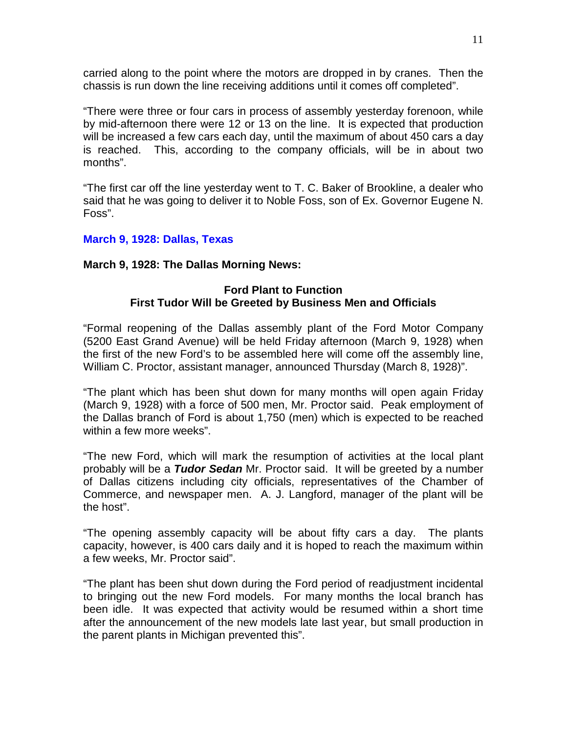carried along to the point where the motors are dropped in by cranes. Then the chassis is run down the line receiving additions until it comes off completed".

"There were three or four cars in process of assembly yesterday forenoon, while by mid-afternoon there were 12 or 13 on the line. It is expected that production will be increased a few cars each day, until the maximum of about 450 cars a day is reached. This, according to the company officials, will be in about two months".

"The first car off the line yesterday went to T. C. Baker of Brookline, a dealer who said that he was going to deliver it to Noble Foss, son of Ex. Governor Eugene N. Foss".

**March 9, 1928: Dallas, Texas**

**March 9, 1928: The Dallas Morning News:**

**Ford Plant to Function**
**First Tudor Will be Greeted by Business Men and Officials**

"Formal reopening of the Dallas assembly plant of the Ford Motor Company (5200 East Grand Avenue) will be held Friday afternoon (March 9, 1928) when the first of the new Ford's to be assembled here will come off the assembly line, William C. Proctor, assistant manager, announced Thursday (March 8, 1928)".

"The plant which has been shut down for many months will open again Friday (March 9, 1928) with a force of 500 men, Mr. Proctor said. Peak employment of the Dallas branch of Ford is about 1,750 (men) which is expected to be reached within a few more weeks".

"The new Ford, which will mark the resumption of activities at the local plant probably will be a ***Tudor Sedan*** Mr. Proctor said. It will be greeted by a number of Dallas citizens including city officials, representatives of the Chamber of Commerce, and newspaper men. A. J. Langford, manager of the plant will be the host".

"The opening assembly capacity will be about fifty cars a day. The plants capacity, however, is 400 cars daily and it is hoped to reach the maximum within a few weeks, Mr. Proctor said".

"The plant has been shut down during the Ford period of readjustment incidental to bringing out the new Ford models. For many months the local branch has been idle. It was expected that activity would be resumed within a short time after the announcement of the new models late last year, but small production in the parent plants in Michigan prevented this".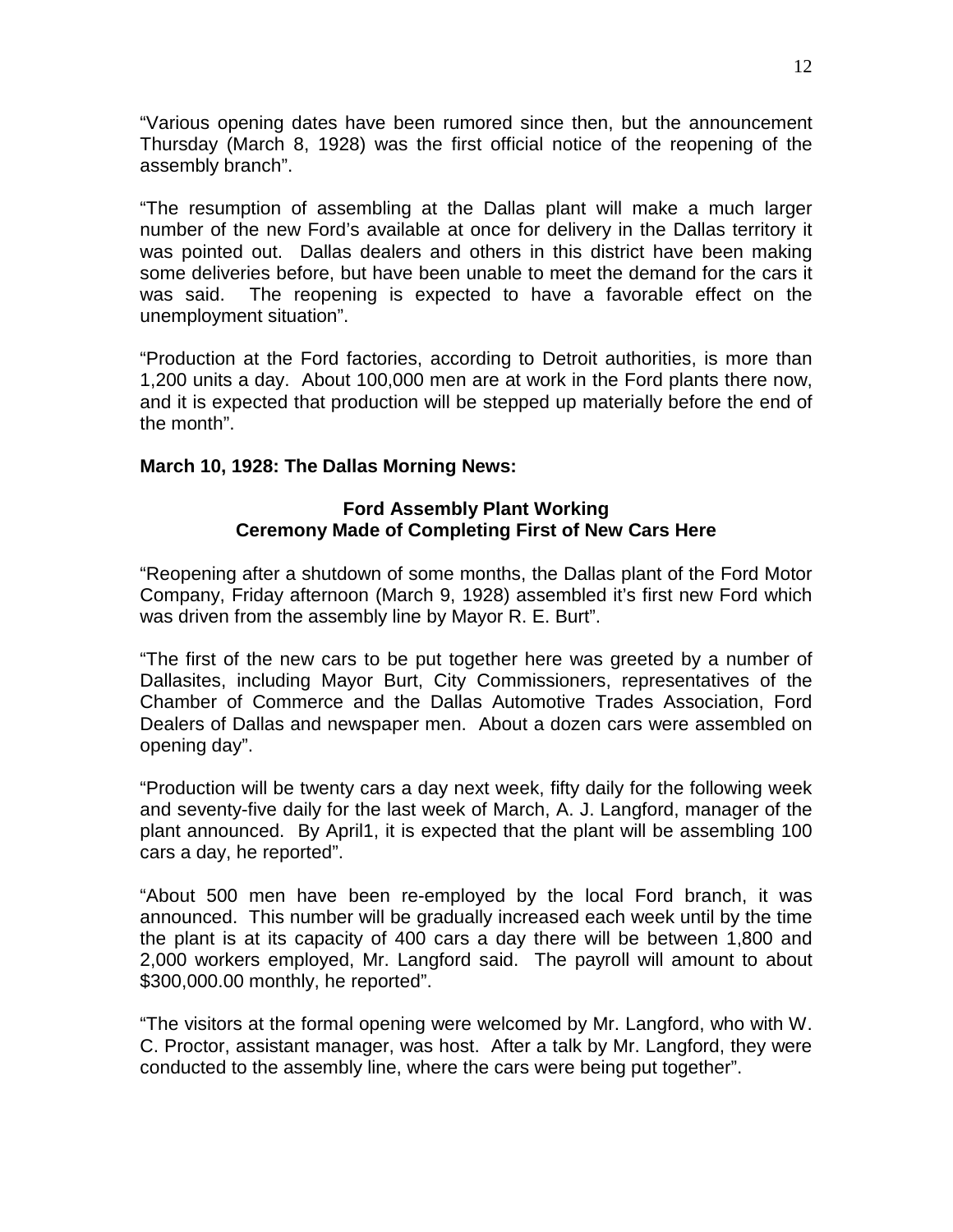"Various opening dates have been rumored since then, but the announcement Thursday (March 8, 1928) was the first official notice of the reopening of the assembly branch".

"The resumption of assembling at the Dallas plant will make a much larger number of the new Ford's available at once for delivery in the Dallas territory it was pointed out. Dallas dealers and others in this district have been making some deliveries before, but have been unable to meet the demand for the cars it was said. The reopening is expected to have a favorable effect on the unemployment situation".

"Production at the Ford factories, according to Detroit authorities, is more than 1,200 units a day. About 100,000 men are at work in the Ford plants there now, and it is expected that production will be stepped up materially before the end of the month".

**March 10, 1928: The Dallas Morning News:**

**Ford Assembly Plant Working**
**Ceremony Made of Completing First of New Cars Here**

"Reopening after a shutdown of some months, the Dallas plant of the Ford Motor Company, Friday afternoon (March 9, 1928) assembled it's first new Ford which was driven from the assembly line by Mayor R. E. Burt".

"The first of the new cars to be put together here was greeted by a number of Dallasites, including Mayor Burt, City Commissioners, representatives of the Chamber of Commerce and the Dallas Automotive Trades Association, Ford Dealers of Dallas and newspaper men. About a dozen cars were assembled on opening day".

"Production will be twenty cars a day next week, fifty daily for the following week and seventy-five daily for the last week of March, A. J. Langford, manager of the plant announced. By April1, it is expected that the plant will be assembling 100 cars a day, he reported".

"About 500 men have been re-employed by the local Ford branch, it was announced. This number will be gradually increased each week until by the time the plant is at its capacity of 400 cars a day there will be between 1,800 and 2,000 workers employed, Mr. Langford said. The payroll will amount to about $300,000.00 monthly, he reported".

"The visitors at the formal opening were welcomed by Mr. Langford, who with W. C. Proctor, assistant manager, was host. After a talk by Mr. Langford, they were conducted to the assembly line, where the cars were being put together".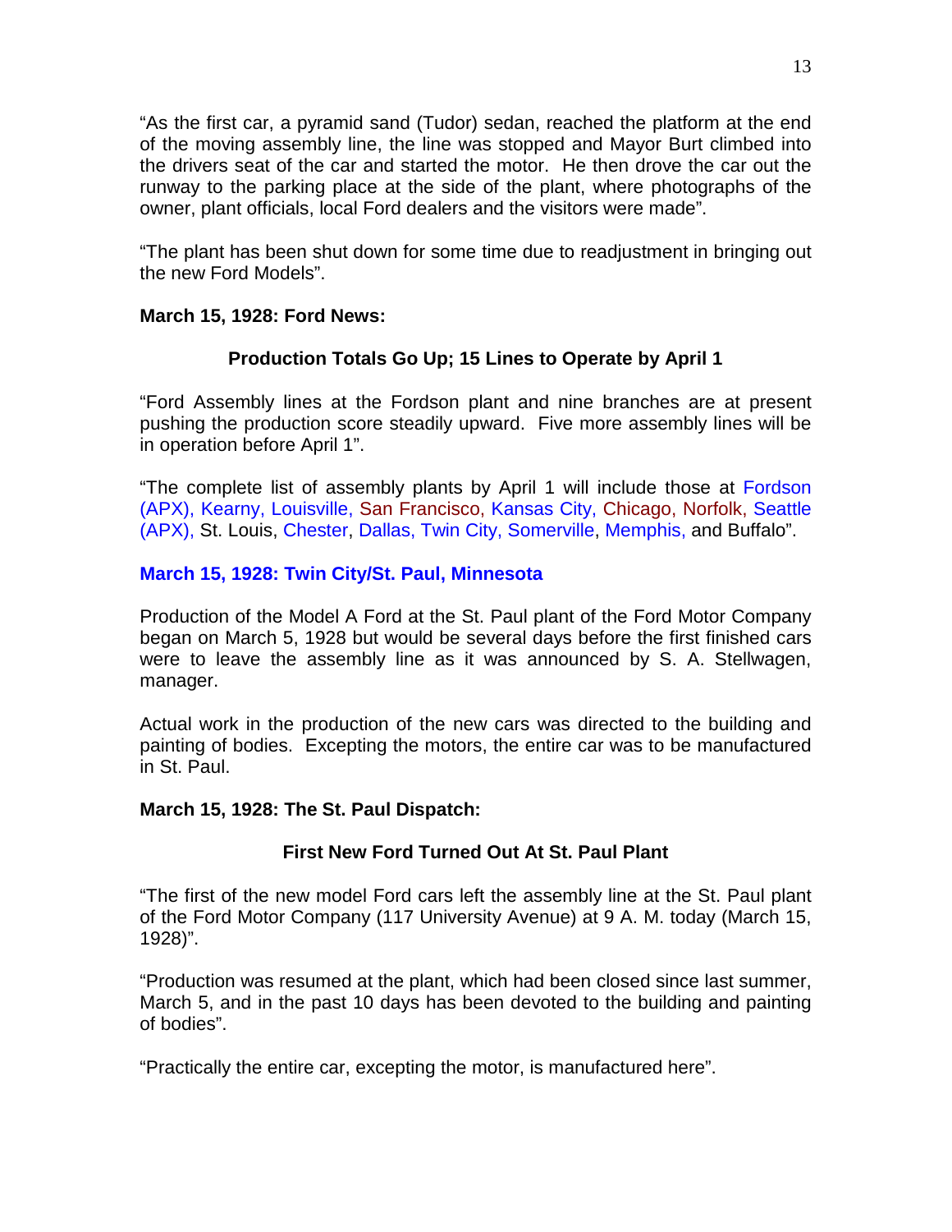"As the first car, a pyramid sand (Tudor) sedan, reached the platform at the end of the moving assembly line, the line was stopped and Mayor Burt climbed into the drivers seat of the car and started the motor. He then drove the car out the runway to the parking place at the side of the plant, where photographs of the owner, plant officials, local Ford dealers and the visitors were made".

"The plant has been shut down for some time due to readjustment in bringing out the new Ford Models".

**March 15, 1928: Ford News:**

**Production Totals Go Up; 15 Lines to Operate by April 1**

"Ford Assembly lines at the Fordson plant and nine branches are at present pushing the production score steadily upward. Five more assembly lines will be in operation before April 1".

"The complete list of assembly plants by April 1 will include those at Fordson (APX), Kearny, Louisville, San Francisco, Kansas City, Chicago, Norfolk, Seattle (APX), St. Louis, Chester, Dallas, Twin City, Somerville, Memphis, and Buffalo".

**March 15, 1928: Twin City/St. Paul, Minnesota**

Production of the Model A Ford at the St. Paul plant of the Ford Motor Company began on March 5, 1928 but would be several days before the first finished cars were to leave the assembly line as it was announced by S. A. Stellwagen, manager.

Actual work in the production of the new cars was directed to the building and painting of bodies. Excepting the motors, the entire car was to be manufactured in St. Paul.

**March 15, 1928: The St. Paul Dispatch:**

**First New Ford Turned Out At St. Paul Plant**

"The first of the new model Ford cars left the assembly line at the St. Paul plant of the Ford Motor Company (117 University Avenue) at 9 A. M. today (March 15, 1928)".

"Production was resumed at the plant, which had been closed since last summer, March 5, and in the past 10 days has been devoted to the building and painting of bodies".

"Practically the entire car, excepting the motor, is manufactured here".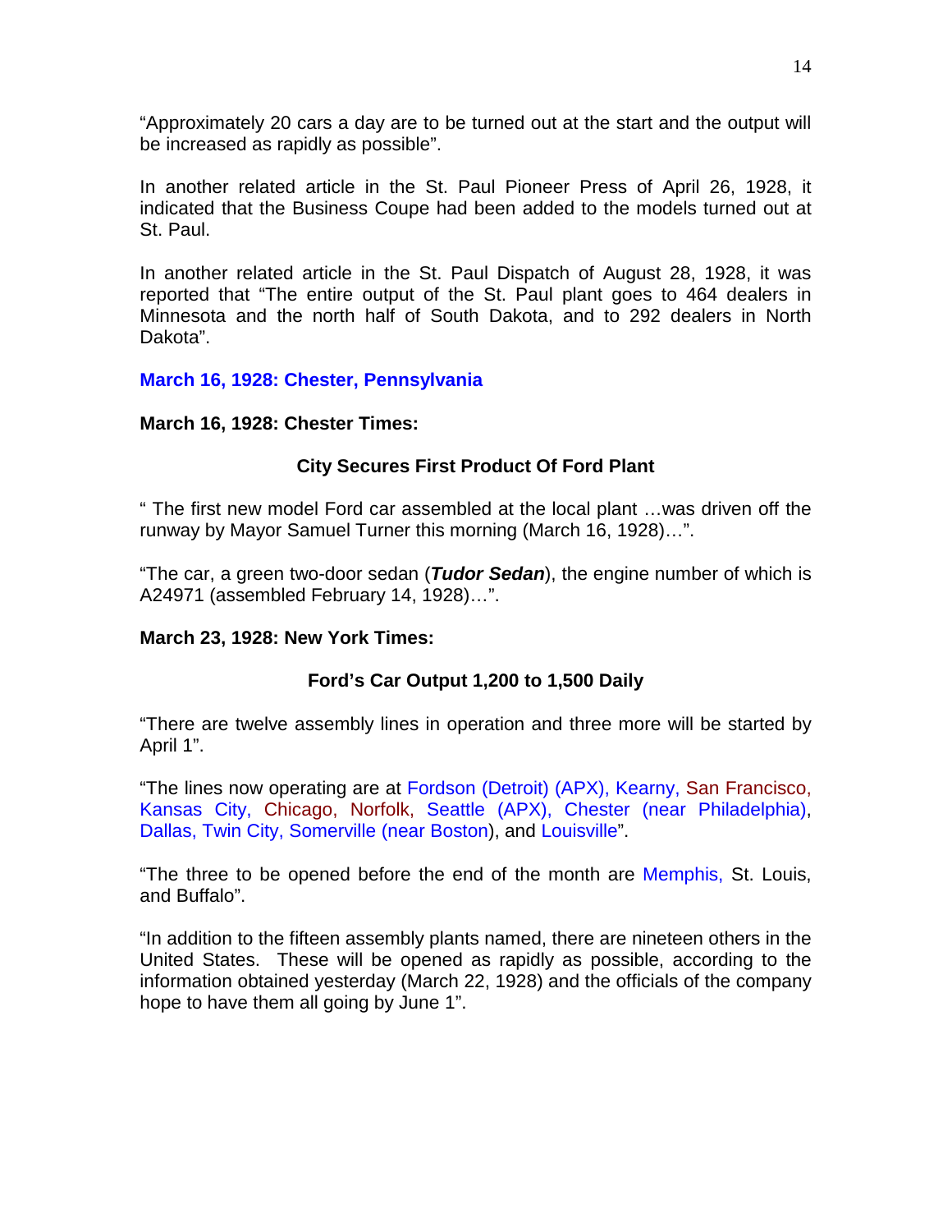"Approximately 20 cars a day are to be turned out at the start and the output will be increased as rapidly as possible".

In another related article in the St. Paul Pioneer Press of April 26, 1928, it indicated that the Business Coupe had been added to the models turned out at St. Paul.

In another related article in the St. Paul Dispatch of August 28, 1928, it was reported that "The entire output of the St. Paul plant goes to 464 dealers in Minnesota and the north half of South Dakota, and to 292 dealers in North Dakota".

## March 16, 1928: Chester, Pennsylvania

**March 16, 1928: Chester Times:**

**City Secures First Product Of Ford Plant**

" The first new model Ford car assembled at the local plant …was driven off the runway by Mayor Samuel Turner this morning (March 16, 1928)…".

"The car, a green two-door sedan (***Tudor Sedan***), the engine number of which is A24971 (assembled February 14, 1928)…".

**March 23, 1928: New York Times:**

**Ford's Car Output 1,200 to 1,500 Daily**

"There are twelve assembly lines in operation and three more will be started by April 1".

"The lines now operating are at Fordson (Detroit) (APX), Kearny, San Francisco, Kansas City, Chicago, Norfolk, Seattle (APX), Chester (near Philadelphia), Dallas, Twin City, Somerville (near Boston), and Louisville".

"The three to be opened before the end of the month are Memphis, St. Louis, and Buffalo".

"In addition to the fifteen assembly plants named, there are nineteen others in the United States. These will be opened as rapidly as possible, according to the information obtained yesterday (March 22, 1928) and the officials of the company hope to have them all going by June 1".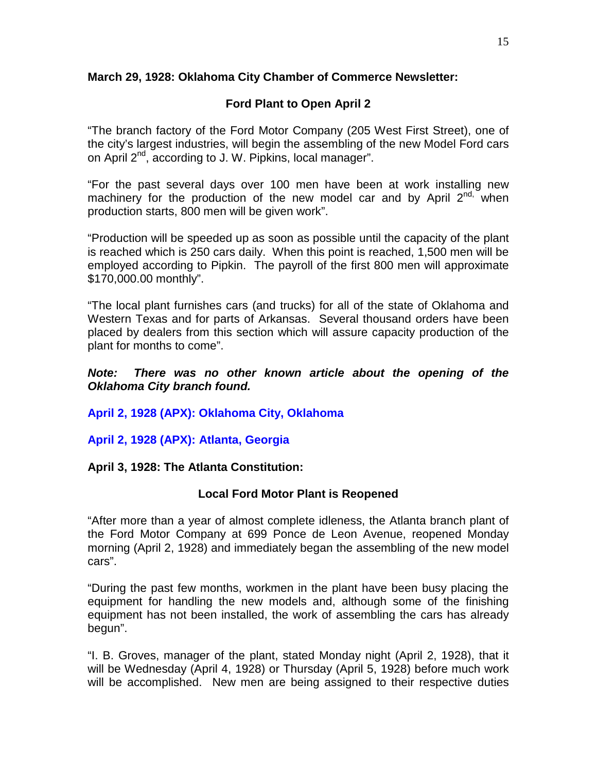**March 29, 1928: Oklahoma City Chamber of Commerce Newsletter:**

**Ford Plant to Open April 2**

"The branch factory of the Ford Motor Company (205 West First Street), one of the city's largest industries, will begin the assembling of the new Model Ford cars on April 2nd, according to J. W. Pipkins, local manager".

"For the past several days over 100 men have been at work installing new machinery for the production of the new model car and by April 2nd, when production starts, 800 men will be given work".

"Production will be speeded up as soon as possible until the capacity of the plant is reached which is 250 cars daily. When this point is reached, 1,500 men will be employed according to Pipkin. The payroll of the first 800 men will approximate $170,000.00 monthly".

"The local plant furnishes cars (and trucks) for all of the state of Oklahoma and Western Texas and for parts of Arkansas. Several thousand orders have been placed by dealers from this section which will assure capacity production of the plant for months to come".

***Note: There was no other known article about the opening of the Oklahoma City branch found.***

**April 2, 1928 (APX): Oklahoma City, Oklahoma**

**April 2, 1928 (APX): Atlanta, Georgia**

**April 3, 1928: The Atlanta Constitution:**

**Local Ford Motor Plant is Reopened**

"After more than a year of almost complete idleness, the Atlanta branch plant of the Ford Motor Company at 699 Ponce de Leon Avenue, reopened Monday morning (April 2, 1928) and immediately began the assembling of the new model cars".

"During the past few months, workmen in the plant have been busy placing the equipment for handling the new models and, although some of the finishing equipment has not been installed, the work of assembling the cars has already begun".

"I. B. Groves, manager of the plant, stated Monday night (April 2, 1928), that it will be Wednesday (April 4, 1928) or Thursday (April 5, 1928) before much work will be accomplished. New men are being assigned to their respective duties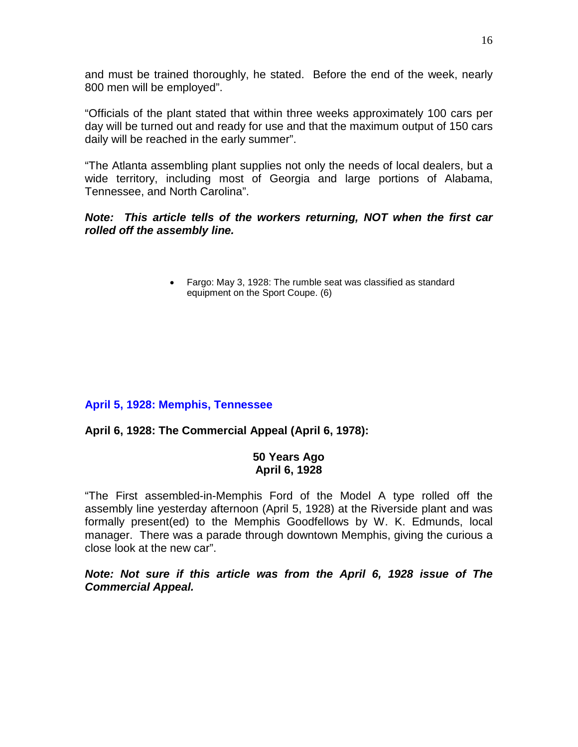and must be trained thoroughly, he stated. Before the end of the week, nearly 800 men will be employed".

"Officials of the plant stated that within three weeks approximately 100 cars per day will be turned out and ready for use and that the maximum output of 150 cars daily will be reached in the early summer".

"The Atlanta assembling plant supplies not only the needs of local dealers, but a wide territory, including most of Georgia and large portions of Alabama, Tennessee, and North Carolina".

***Note: This article tells of the workers returning, NOT when the first car rolled off the assembly line.***

- Fargo: May 3, 1928: The rumble seat was classified as standard equipment on the Sport Coupe. (6)

## April 5, 1928: Memphis, Tennessee

**April 6, 1928: The Commercial Appeal (April 6, 1978):**

**50 Years Ago**
**April 6, 1928**

"The First assembled-in-Memphis Ford of the Model A type rolled off the assembly line yesterday afternoon (April 5, 1928) at the Riverside plant and was formally present(ed) to the Memphis Goodfellows by W. K. Edmunds, local manager. There was a parade through downtown Memphis, giving the curious a close look at the new car".

***Note: Not sure if this article was from the April 6, 1928 issue of The Commercial Appeal.***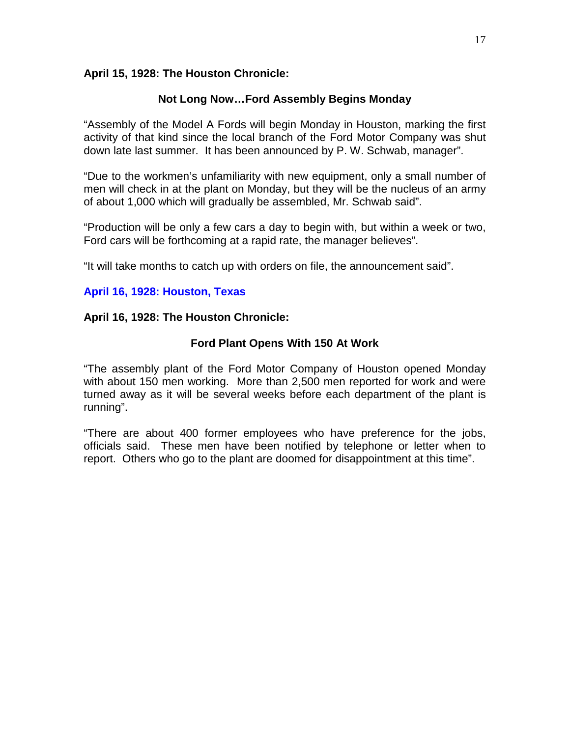**April 15, 1928: The Houston Chronicle:**

**Not Long Now…Ford Assembly Begins Monday**

"Assembly of the Model A Fords will begin Monday in Houston, marking the first activity of that kind since the local branch of the Ford Motor Company was shut down late last summer. It has been announced by P. W. Schwab, manager".

"Due to the workmen's unfamiliarity with new equipment, only a small number of men will check in at the plant on Monday, but they will be the nucleus of an army of about 1,000 which will gradually be assembled, Mr. Schwab said".

"Production will be only a few cars a day to begin with, but within a week or two, Ford cars will be forthcoming at a rapid rate, the manager believes".

"It will take months to catch up with orders on file, the announcement said".

**April 16, 1928: Houston, Texas**

**April 16, 1928: The Houston Chronicle:**

**Ford Plant Opens With 150 At Work**

"The assembly plant of the Ford Motor Company of Houston opened Monday with about 150 men working. More than 2,500 men reported for work and were turned away as it will be several weeks before each department of the plant is running".

"There are about 400 former employees who have preference for the jobs, officials said. These men have been notified by telephone or letter when to report. Others who go to the plant are doomed for disappointment at this time".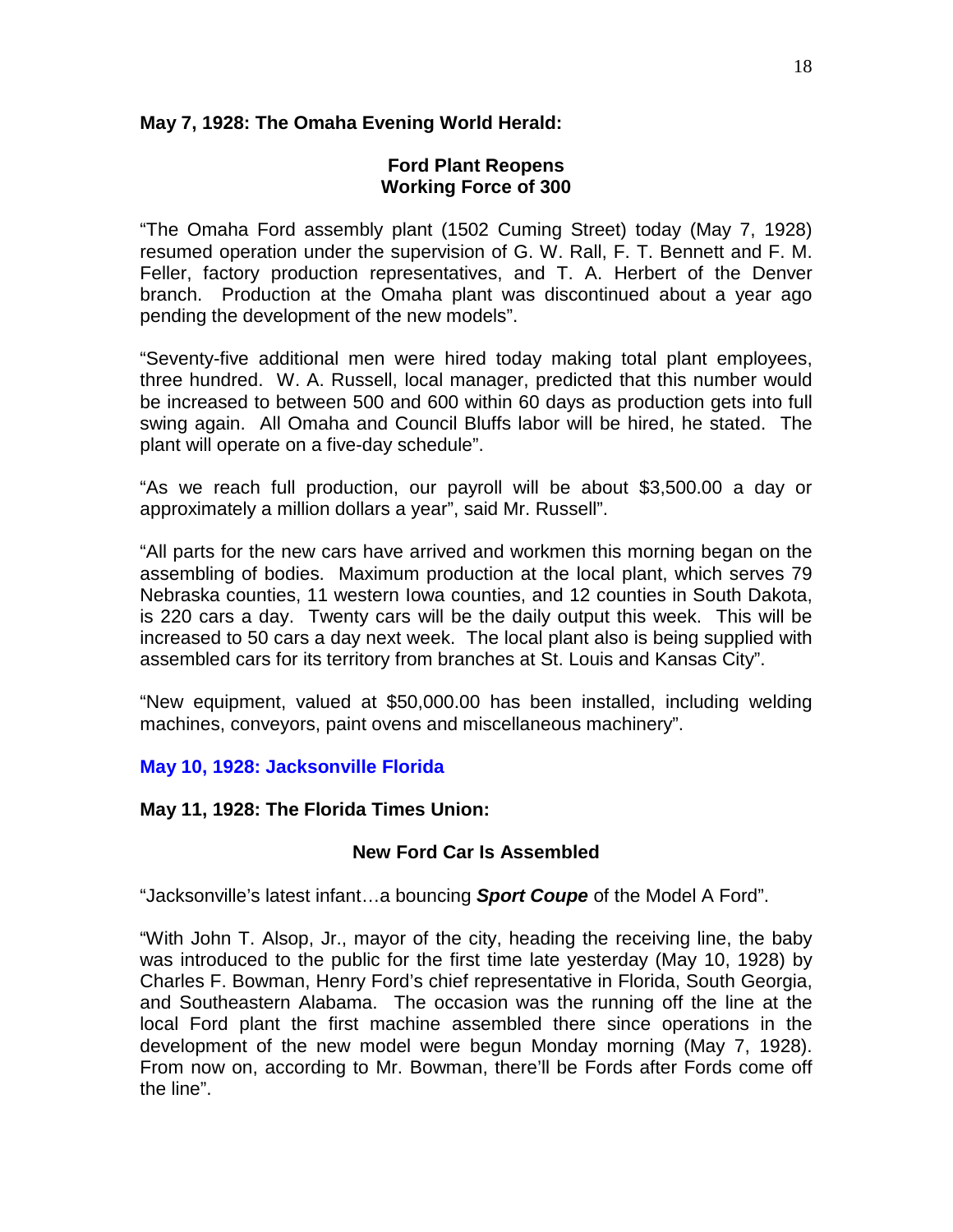**May 7, 1928: The Omaha Evening World Herald:**

**Ford Plant Reopens
Working Force of 300**

"The Omaha Ford assembly plant (1502 Cuming Street) today (May 7, 1928) resumed operation under the supervision of G. W. Rall, F. T. Bennett and F. M. Feller, factory production representatives, and T. A. Herbert of the Denver branch. Production at the Omaha plant was discontinued about a year ago pending the development of the new models".

"Seventy-five additional men were hired today making total plant employees, three hundred. W. A. Russell, local manager, predicted that this number would be increased to between 500 and 600 within 60 days as production gets into full swing again. All Omaha and Council Bluffs labor will be hired, he stated. The plant will operate on a five-day schedule".

"As we reach full production, our payroll will be about $3,500.00 a day or approximately a million dollars a year", said Mr. Russell".

"All parts for the new cars have arrived and workmen this morning began on the assembling of bodies. Maximum production at the local plant, which serves 79 Nebraska counties, 11 western Iowa counties, and 12 counties in South Dakota, is 220 cars a day. Twenty cars will be the daily output this week. This will be increased to 50 cars a day next week. The local plant also is being supplied with assembled cars for its territory from branches at St. Louis and Kansas City".

"New equipment, valued at $50,000.00 has been installed, including welding machines, conveyors, paint ovens and miscellaneous machinery".

**May 10, 1928: Jacksonville Florida**

**May 11, 1928: The Florida Times Union:**

**New Ford Car Is Assembled**

"Jacksonville's latest infant…a bouncing ***Sport Coupe*** of the Model A Ford".

"With John T. Alsop, Jr., mayor of the city, heading the receiving line, the baby was introduced to the public for the first time late yesterday (May 10, 1928) by Charles F. Bowman, Henry Ford's chief representative in Florida, South Georgia, and Southeastern Alabama. The occasion was the running off the line at the local Ford plant the first machine assembled there since operations in the development of the new model were begun Monday morning (May 7, 1928). From now on, according to Mr. Bowman, there'll be Fords after Fords come off the line".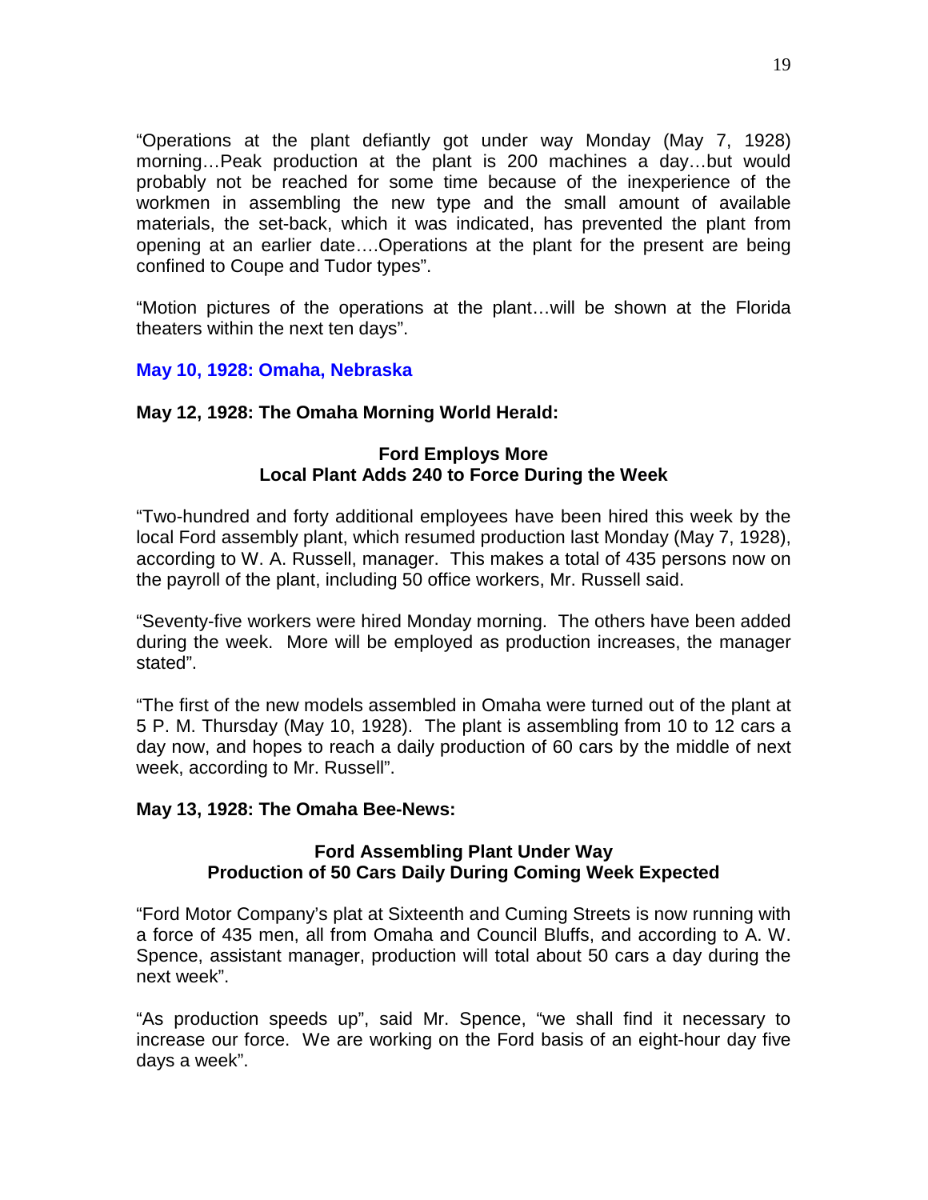"Operations at the plant defiantly got under way Monday (May 7, 1928) morning…Peak production at the plant is 200 machines a day…but would probably not be reached for some time because of the inexperience of the workmen in assembling the new type and the small amount of available materials, the set-back, which it was indicated, has prevented the plant from opening at an earlier date….Operations at the plant for the present are being confined to Coupe and Tudor types".

"Motion pictures of the operations at the plant…will be shown at the Florida theaters within the next ten days".

### May 10, 1928: Omaha, Nebraska

**May 12, 1928: The Omaha Morning World Herald:**

**Ford Employs More**
**Local Plant Adds 240 to Force During the Week**

"Two-hundred and forty additional employees have been hired this week by the local Ford assembly plant, which resumed production last Monday (May 7, 1928), according to W. A. Russell, manager. This makes a total of 435 persons now on the payroll of the plant, including 50 office workers, Mr. Russell said.

"Seventy-five workers were hired Monday morning. The others have been added during the week. More will be employed as production increases, the manager stated".

"The first of the new models assembled in Omaha were turned out of the plant at 5 P. M. Thursday (May 10, 1928). The plant is assembling from 10 to 12 cars a day now, and hopes to reach a daily production of 60 cars by the middle of next week, according to Mr. Russell".

**May 13, 1928: The Omaha Bee-News:**

**Ford Assembling Plant Under Way**
**Production of 50 Cars Daily During Coming Week Expected**

"Ford Motor Company's plat at Sixteenth and Cuming Streets is now running with a force of 435 men, all from Omaha and Council Bluffs, and according to A. W. Spence, assistant manager, production will total about 50 cars a day during the next week".

"As production speeds up", said Mr. Spence, "we shall find it necessary to increase our force. We are working on the Ford basis of an eight-hour day five days a week".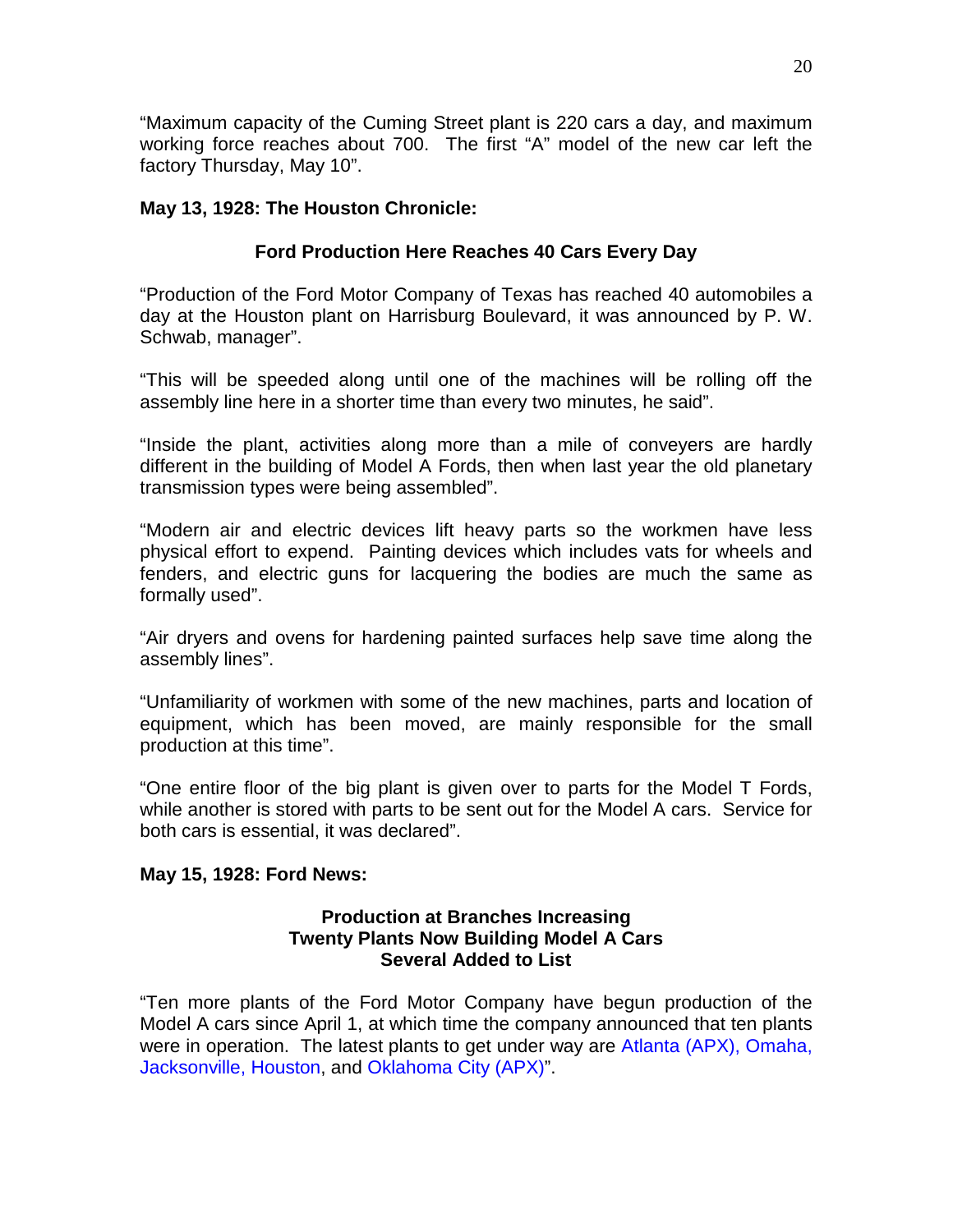"Maximum capacity of the Cuming Street plant is 220 cars a day, and maximum working force reaches about 700. The first "A" model of the new car left the factory Thursday, May 10".

**May 13, 1928: The Houston Chronicle:**

**Ford Production Here Reaches 40 Cars Every Day**

"Production of the Ford Motor Company of Texas has reached 40 automobiles a day at the Houston plant on Harrisburg Boulevard, it was announced by P. W. Schwab, manager".

"This will be speeded along until one of the machines will be rolling off the assembly line here in a shorter time than every two minutes, he said".

"Inside the plant, activities along more than a mile of conveyers are hardly different in the building of Model A Fords, then when last year the old planetary transmission types were being assembled".

"Modern air and electric devices lift heavy parts so the workmen have less physical effort to expend. Painting devices which includes vats for wheels and fenders, and electric guns for lacquering the bodies are much the same as formally used".

"Air dryers and ovens for hardening painted surfaces help save time along the assembly lines".

"Unfamiliarity of workmen with some of the new machines, parts and location of equipment, which has been moved, are mainly responsible for the small production at this time".

"One entire floor of the big plant is given over to parts for the Model T Fords, while another is stored with parts to be sent out for the Model A cars. Service for both cars is essential, it was declared".

**May 15, 1928: Ford News:**

**Production at Branches Increasing**
**Twenty Plants Now Building Model A Cars**
**Several Added to List**

"Ten more plants of the Ford Motor Company have begun production of the Model A cars since April 1, at which time the company announced that ten plants were in operation. The latest plants to get under way are Atlanta (APX), Omaha, Jacksonville, Houston, and Oklahoma City (APX)".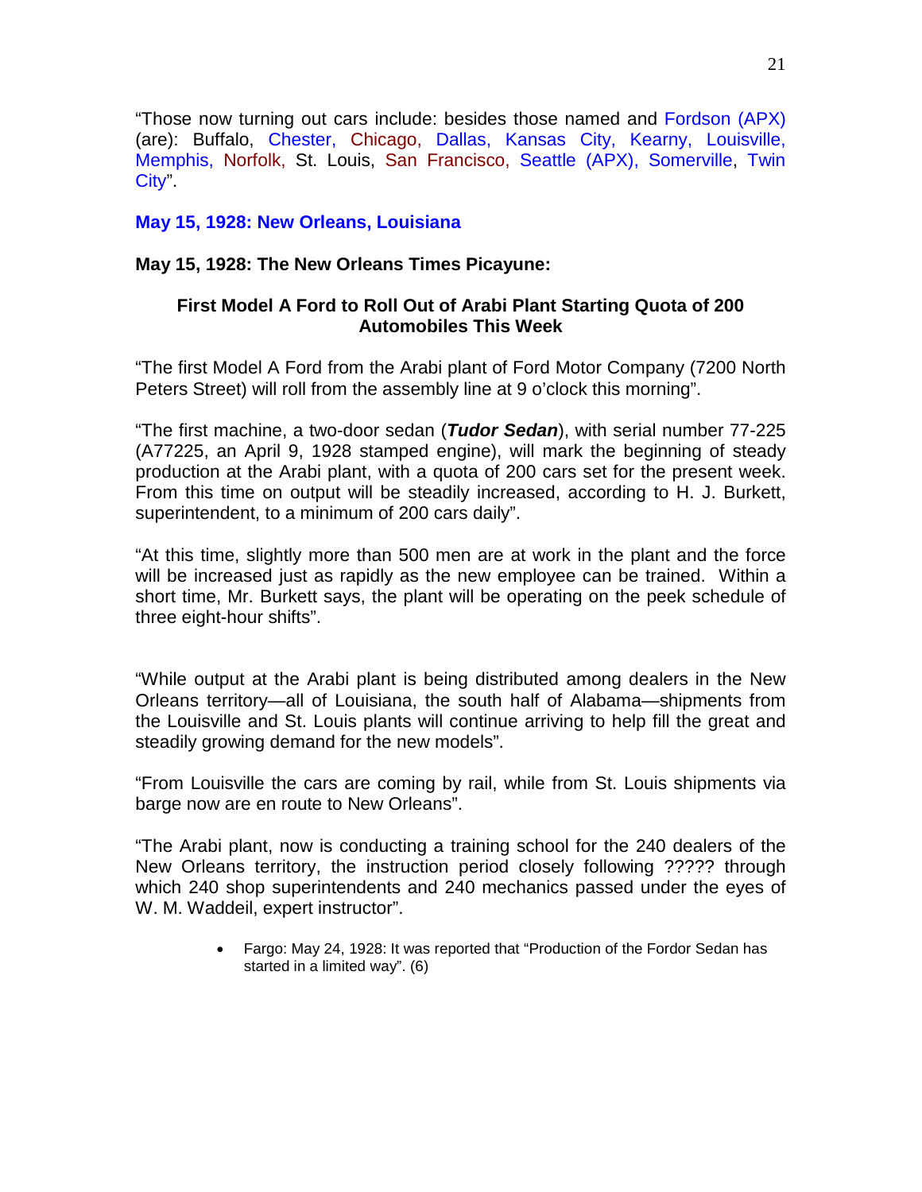"Those now turning out cars include: besides those named and Fordson (APX) (are): Buffalo, Chester, Chicago, Dallas, Kansas City, Kearny, Louisville, Memphis, Norfolk, St. Louis, San Francisco, Seattle (APX), Somerville, Twin City".

**May 15, 1928: New Orleans, Louisiana**

**May 15, 1928: The New Orleans Times Picayune:**

**First Model A Ford to Roll Out of Arabi Plant Starting Quota of 200 Automobiles This Week**

"The first Model A Ford from the Arabi plant of Ford Motor Company (7200 North Peters Street) will roll from the assembly line at 9 o'clock this morning".

"The first machine, a two-door sedan (***Tudor Sedan***), with serial number 77-225 (A77225, an April 9, 1928 stamped engine), will mark the beginning of steady production at the Arabi plant, with a quota of 200 cars set for the present week. From this time on output will be steadily increased, according to H. J. Burkett, superintendent, to a minimum of 200 cars daily".

"At this time, slightly more than 500 men are at work in the plant and the force will be increased just as rapidly as the new employee can be trained. Within a short time, Mr. Burkett says, the plant will be operating on the peek schedule of three eight-hour shifts".

"While output at the Arabi plant is being distributed among dealers in the New Orleans territory—all of Louisiana, the south half of Alabama—shipments from the Louisville and St. Louis plants will continue arriving to help fill the great and steadily growing demand for the new models".

"From Louisville the cars are coming by rail, while from St. Louis shipments via barge now are en route to New Orleans".

"The Arabi plant, now is conducting a training school for the 240 dealers of the New Orleans territory, the instruction period closely following ????? through which 240 shop superintendents and 240 mechanics passed under the eyes of W. M. Waddeil, expert instructor".

- Fargo: May 24, 1928: It was reported that "Production of the Fordor Sedan has started in a limited way". (6)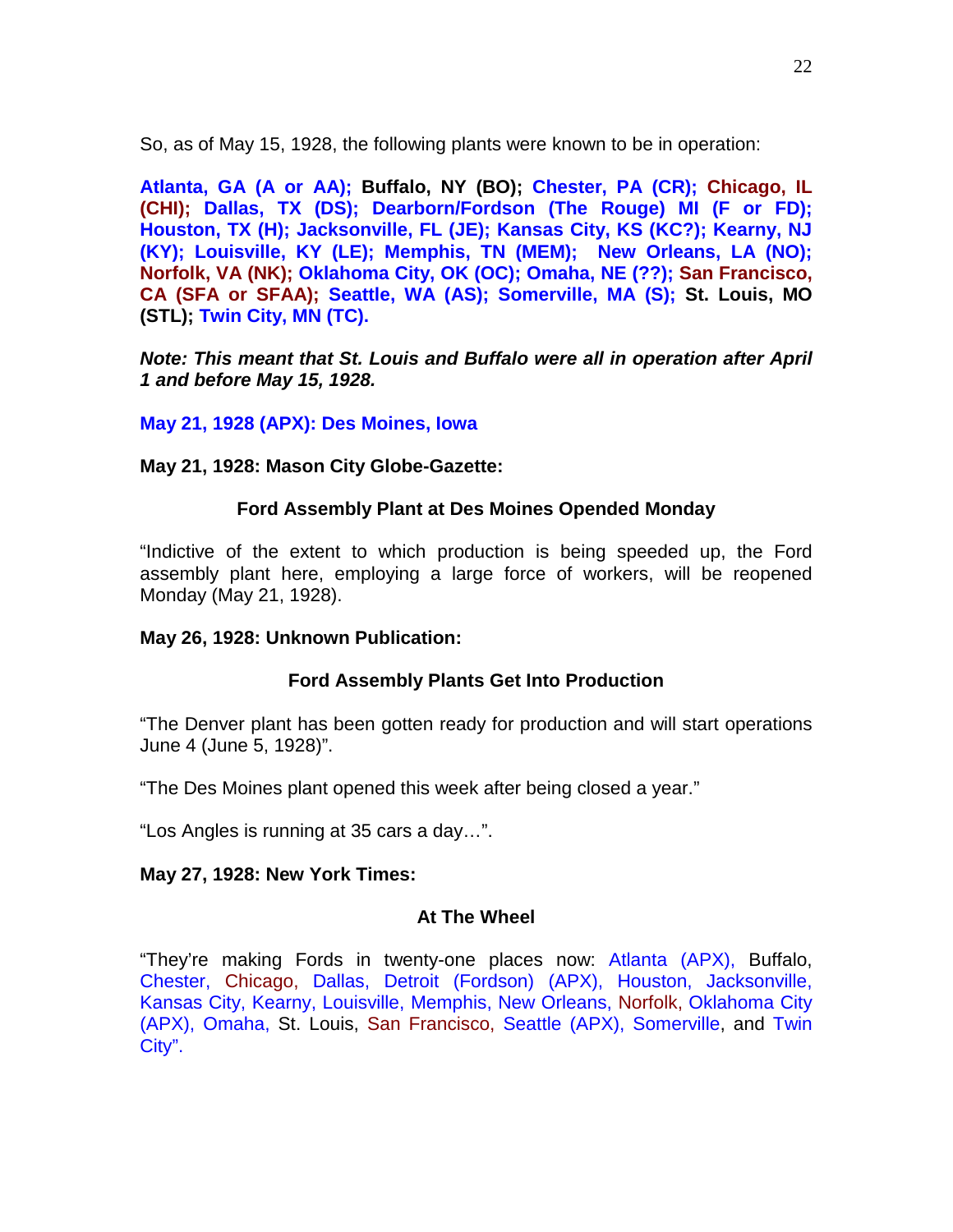So, as of May 15, 1928, the following plants were known to be in operation:

**Atlanta, GA (A or AA); Buffalo, NY (BO); Chester, PA (CR); Chicago, IL (CHI); Dallas, TX (DS); Dearborn/Fordson (The Rouge) MI (F or FD); Houston, TX (H); Jacksonville, FL (JE); Kansas City, KS (KC?); Kearny, NJ (KY); Louisville, KY (LE); Memphis, TN (MEM); New Orleans, LA (NO); Norfolk, VA (NK); Oklahoma City, OK (OC); Omaha, NE (??); San Francisco, CA (SFA or SFAA); Seattle, WA (AS); Somerville, MA (S); St. Louis, MO (STL); Twin City, MN (TC).**

***Note: This meant that St. Louis and Buffalo were all in operation after April 1 and before May 15, 1928.***

**May 21, 1928 (APX): Des Moines, Iowa**

**May 21, 1928: Mason City Globe-Gazette:**

**Ford Assembly Plant at Des Moines Opended Monday**

"Indictive of the extent to which production is being speeded up, the Ford assembly plant here, employing a large force of workers, will be reopened Monday (May 21, 1928).

**May 26, 1928: Unknown Publication:**

**Ford Assembly Plants Get Into Production**

"The Denver plant has been gotten ready for production and will start operations June 4 (June 5, 1928)".

"The Des Moines plant opened this week after being closed a year."

"Los Angles is running at 35 cars a day…".

**May 27, 1928: New York Times:**

**At The Wheel**

"They're making Fords in twenty-one places now: Atlanta (APX), Buffalo, Chester, Chicago, Dallas, Detroit (Fordson) (APX), Houston, Jacksonville, Kansas City, Kearny, Louisville, Memphis, New Orleans, Norfolk, Oklahoma City (APX), Omaha, St. Louis, San Francisco, Seattle (APX), Somerville, and Twin City".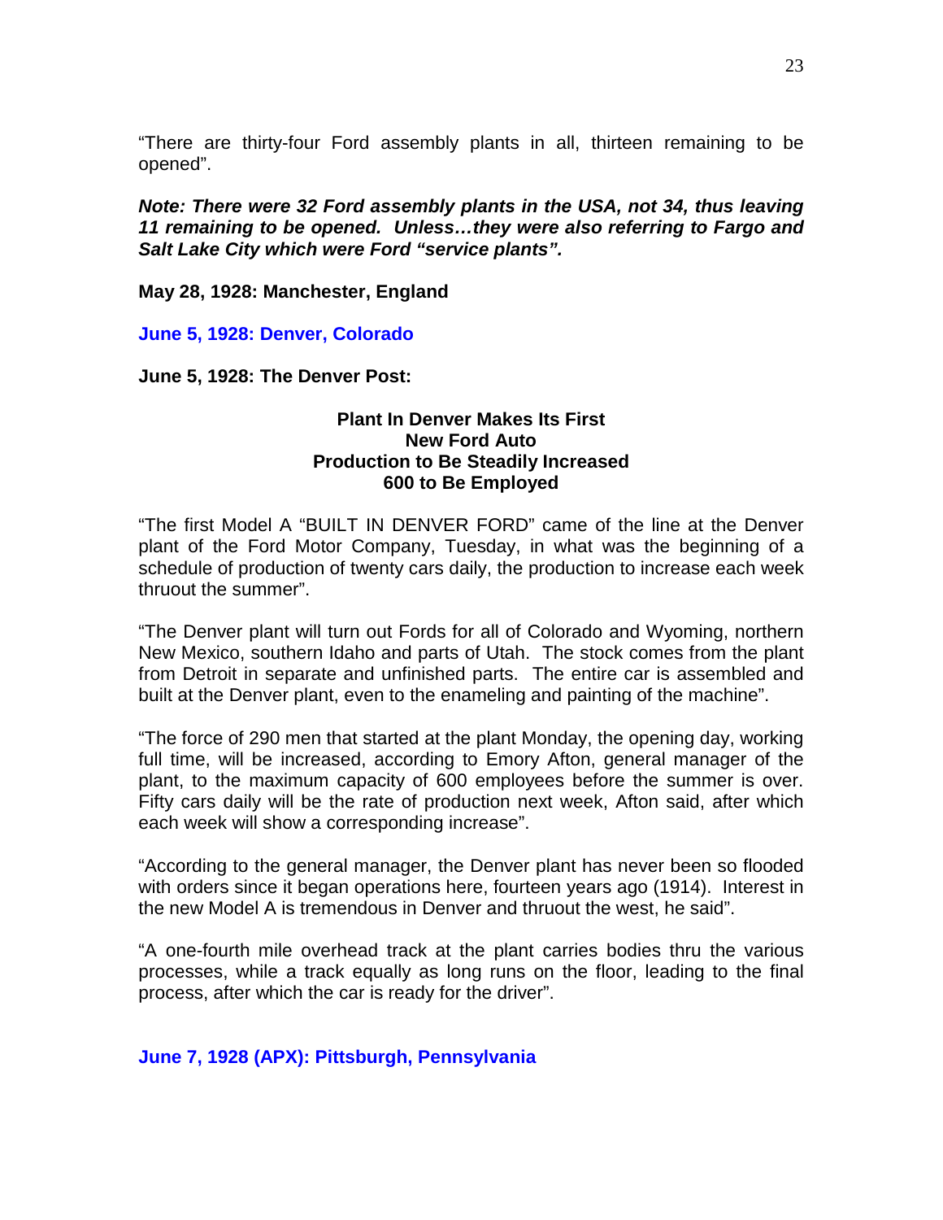“There are thirty-four Ford assembly plants in all, thirteen remaining to be opened”.

***Note: There were 32 Ford assembly plants in the USA, not 34, thus leaving 11 remaining to be opened. Unless…they were also referring to Fargo and Salt Lake City which were Ford “service plants”.***

**May 28, 1928: Manchester, England**

**June 5, 1928: Denver, Colorado**

**June 5, 1928: The Denver Post:**

**Plant In Denver Makes Its First**
**New Ford Auto**
**Production to Be Steadily Increased**
**600 to Be Employed**

“The first Model A “BUILT IN DENVER FORD” came of the line at the Denver plant of the Ford Motor Company, Tuesday, in what was the beginning of a schedule of production of twenty cars daily, the production to increase each week thruout the summer”.

“The Denver plant will turn out Fords for all of Colorado and Wyoming, northern New Mexico, southern Idaho and parts of Utah. The stock comes from the plant from Detroit in separate and unfinished parts. The entire car is assembled and built at the Denver plant, even to the enameling and painting of the machine”.

“The force of 290 men that started at the plant Monday, the opening day, working full time, will be increased, according to Emory Afton, general manager of the plant, to the maximum capacity of 600 employees before the summer is over. Fifty cars daily will be the rate of production next week, Afton said, after which each week will show a corresponding increase”.

“According to the general manager, the Denver plant has never been so flooded with orders since it began operations here, fourteen years ago (1914). Interest in the new Model A is tremendous in Denver and thruout the west, he said”.

“A one-fourth mile overhead track at the plant carries bodies thru the various processes, while a track equally as long runs on the floor, leading to the final process, after which the car is ready for the driver”.

**June 7, 1928 (APX): Pittsburgh, Pennsylvania**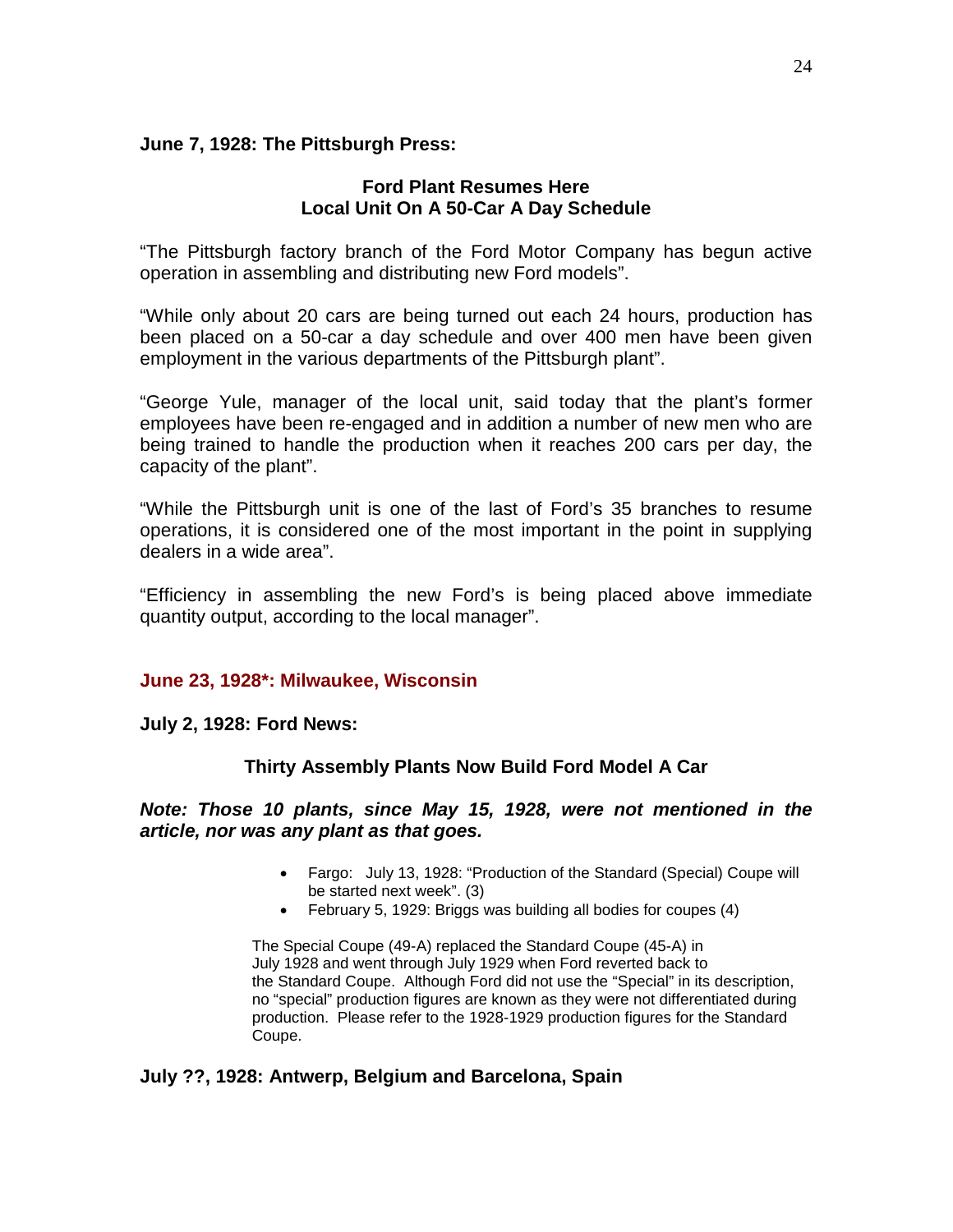**June 7, 1928: The Pittsburgh Press:**

**Ford Plant Resumes Here**
**Local Unit On A 50-Car A Day Schedule**

"The Pittsburgh factory branch of the Ford Motor Company has begun active operation in assembling and distributing new Ford models".

"While only about 20 cars are being turned out each 24 hours, production has been placed on a 50-car a day schedule and over 400 men have been given employment in the various departments of the Pittsburgh plant".

"George Yule, manager of the local unit, said today that the plant's former employees have been re-engaged and in addition a number of new men who are being trained to handle the production when it reaches 200 cars per day, the capacity of the plant".

"While the Pittsburgh unit is one of the last of Ford's 35 branches to resume operations, it is considered one of the most important in the point in supplying dealers in a wide area".

"Efficiency in assembling the new Ford's is being placed above immediate quantity output, according to the local manager".

**June 23, 1928*: Milwaukee, Wisconsin**

**July 2, 1928: Ford News:**

**Thirty Assembly Plants Now Build Ford Model A Car**

***Note: Those 10 plants, since May 15, 1928, were not mentioned in the article, nor was any plant as that goes.***

- Fargo: July 13, 1928: "Production of the Standard (Special) Coupe will be started next week". (3)
- February 5, 1929: Briggs was building all bodies for coupes (4)

The Special Coupe (49-A) replaced the Standard Coupe (45-A) in July 1928 and went through July 1929 when Ford reverted back to the Standard Coupe. Although Ford did not use the "Special" in its description, no "special" production figures are known as they were not differentiated during production. Please refer to the 1928-1929 production figures for the Standard Coupe.

**July ??, 1928: Antwerp, Belgium and Barcelona, Spain**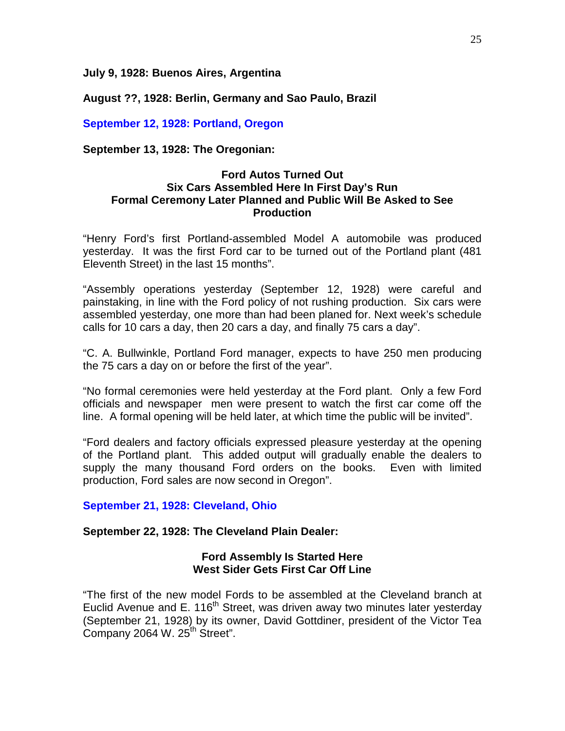**July 9, 1928: Buenos Aires, Argentina**

**August ??, 1928: Berlin, Germany and Sao Paulo, Brazil**

**September 12, 1928: Portland, Oregon**

**September 13, 1928: The Oregonian:**

**Ford Autos Turned Out**
**Six Cars Assembled Here In First Day's Run**
**Formal Ceremony Later Planned and Public Will Be Asked to See Production**

"Henry Ford's first Portland-assembled Model A automobile was produced yesterday. It was the first Ford car to be turned out of the Portland plant (481 Eleventh Street) in the last 15 months".

"Assembly operations yesterday (September 12, 1928) were careful and painstaking, in line with the Ford policy of not rushing production. Six cars were assembled yesterday, one more than had been planed for. Next week's schedule calls for 10 cars a day, then 20 cars a day, and finally 75 cars a day".

"C. A. Bullwinkle, Portland Ford manager, expects to have 250 men producing the 75 cars a day on or before the first of the year".

"No formal ceremonies were held yesterday at the Ford plant. Only a few Ford officials and newspaper men were present to watch the first car come off the line. A formal opening will be held later, at which time the public will be invited".

"Ford dealers and factory officials expressed pleasure yesterday at the opening of the Portland plant. This added output will gradually enable the dealers to supply the many thousand Ford orders on the books. Even with limited production, Ford sales are now second in Oregon".

**September 21, 1928: Cleveland, Ohio**

**September 22, 1928: The Cleveland Plain Dealer:**

**Ford Assembly Is Started Here**
**West Sider Gets First Car Off Line**

"The first of the new model Fords to be assembled at the Cleveland branch at Euclid Avenue and E. 116th Street, was driven away two minutes later yesterday (September 21, 1928) by its owner, David Gottdiner, president of the Victor Tea Company 2064 W. 25th Street".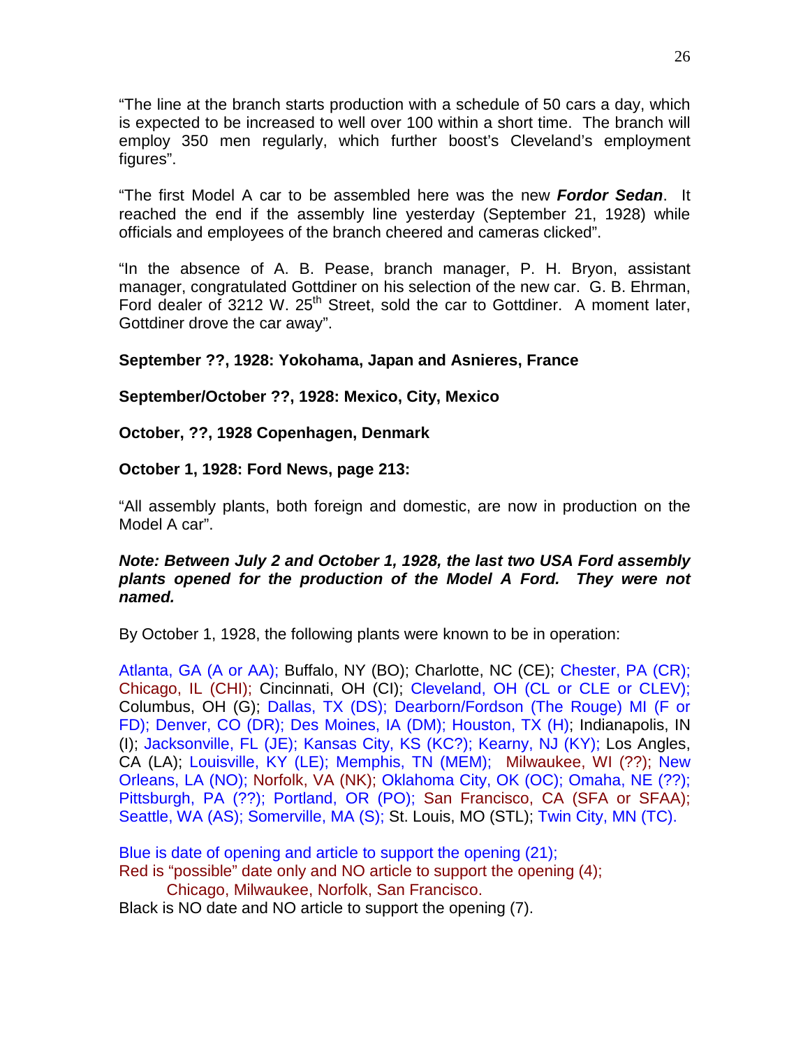"The line at the branch starts production with a schedule of 50 cars a day, which is expected to be increased to well over 100 within a short time. The branch will employ 350 men regularly, which further boost's Cleveland's employment figures".

"The first Model A car to be assembled here was the new ***Fordor Sedan***. It reached the end if the assembly line yesterday (September 21, 1928) while officials and employees of the branch cheered and cameras clicked".

"In the absence of A. B. Pease, branch manager, P. H. Bryon, assistant manager, congratulated Gottdiner on his selection of the new car. G. B. Ehrman, Ford dealer of 3212 W. 25th Street, sold the car to Gottdiner. A moment later, Gottdiner drove the car away".

**September ??, 1928: Yokohama, Japan and Asnieres, France**

**September/October ??, 1928: Mexico, City, Mexico**

**October, ??, 1928 Copenhagen, Denmark**

**October 1, 1928: Ford News, page 213:**

"All assembly plants, both foreign and domestic, are now in production on the Model A car".

***Note: Between July 2 and October 1, 1928, the last two USA Ford assembly plants opened for the production of the Model A Ford. They were not named.***

By October 1, 1928, the following plants were known to be in operation:

Atlanta, GA (A or AA); Buffalo, NY (BO); Charlotte, NC (CE); Chester, PA (CR); Chicago, IL (CHI); Cincinnati, OH (CI); Cleveland, OH (CL or CLE or CLEV); Columbus, OH (G); Dallas, TX (DS); Dearborn/Fordson (The Rouge) MI (F or FD); Denver, CO (DR); Des Moines, IA (DM); Houston, TX (H); Indianapolis, IN (I); Jacksonville, FL (JE); Kansas City, KS (KC?); Kearny, NJ (KY); Los Angles, CA (LA); Louisville, KY (LE); Memphis, TN (MEM); Milwaukee, WI (??); New Orleans, LA (NO); Norfolk, VA (NK); Oklahoma City, OK (OC); Omaha, NE (??); Pittsburgh, PA (??); Portland, OR (PO); San Francisco, CA (SFA or SFAA); Seattle, WA (AS); Somerville, MA (S); St. Louis, MO (STL); Twin City, MN (TC).

Blue is date of opening and article to support the opening (21);
Red is "possible" date only and NO article to support the opening (4);
Chicago, Milwaukee, Norfolk, San Francisco.
Black is NO date and NO article to support the opening (7).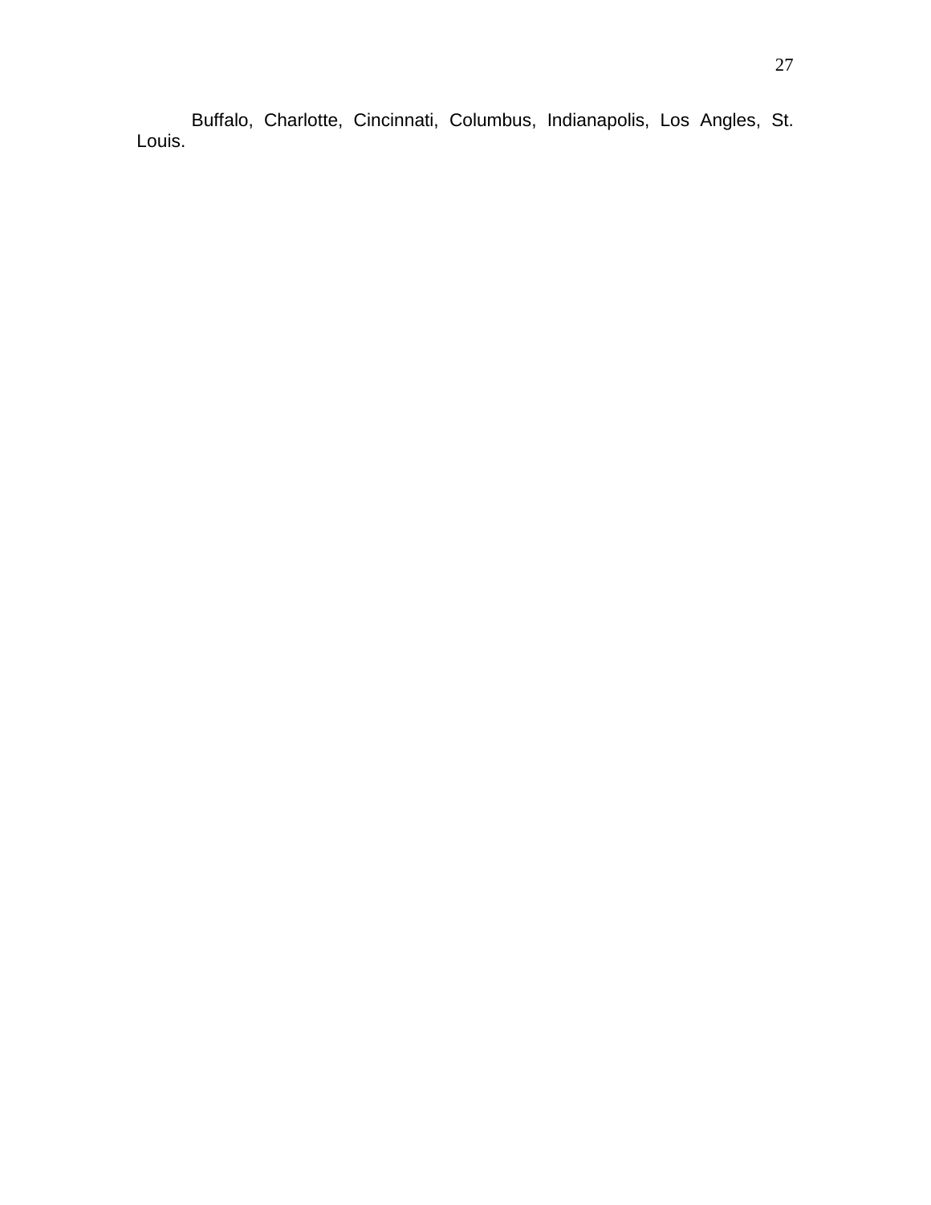Buffalo, Charlotte, Cincinnati, Columbus, Indianapolis, Los Angles, St. Louis.